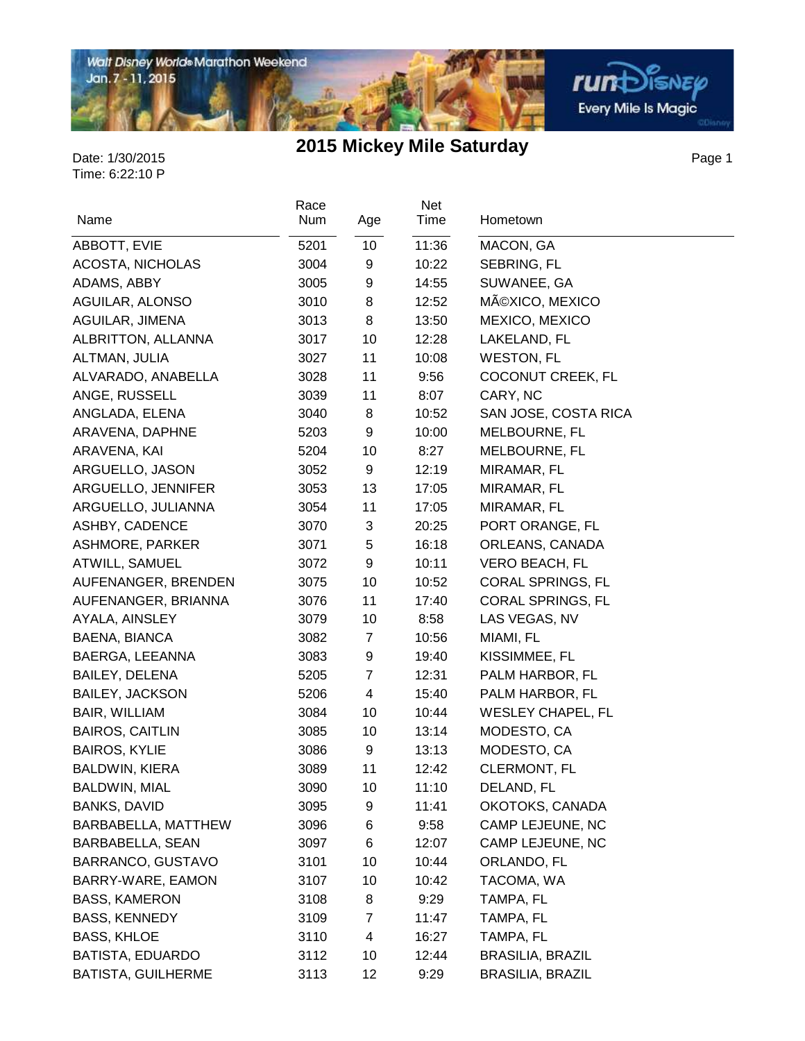# 2015 Mickey Mile Saturday

Date: 1/30/2015
Time: 6:22:10 P

| Name | Race Num | Age | Net Time | Hometown |
|---|---|---|---|---|
| ABBOTT, EVIE | 5201 | 10 | 11:36 | MACON, GA |
| ACOSTA, NICHOLAS | 3004 | 9 | 10:22 | SEBRING, FL |
| ADAMS, ABBY | 3005 | 9 | 14:55 | SUWANEE, GA |
| AGUILAR, ALONSO | 3010 | 8 | 12:52 | MÃ©XICO, MEXICO |
| AGUILAR, JIMENA | 3013 | 8 | 13:50 | MEXICO, MEXICO |
| ALBRITTON, ALLANNA | 3017 | 10 | 12:28 | LAKELAND, FL |
| ALTMAN, JULIA | 3027 | 11 | 10:08 | WESTON, FL |
| ALVARADO, ANABELLA | 3028 | 11 | 9:56 | COCONUT CREEK, FL |
| ANGE, RUSSELL | 3039 | 11 | 8:07 | CARY, NC |
| ANGLADA, ELENA | 3040 | 8 | 10:52 | SAN JOSE, COSTA RICA |
| ARAVENA, DAPHNE | 5203 | 9 | 10:00 | MELBOURNE, FL |
| ARAVENA, KAI | 5204 | 10 | 8:27 | MELBOURNE, FL |
| ARGUELLO, JASON | 3052 | 9 | 12:19 | MIRAMAR, FL |
| ARGUELLO, JENNIFER | 3053 | 13 | 17:05 | MIRAMAR, FL |
| ARGUELLO, JULIANNA | 3054 | 11 | 17:05 | MIRAMAR, FL |
| ASHBY, CADENCE | 3070 | 3 | 20:25 | PORT ORANGE, FL |
| ASHMORE, PARKER | 3071 | 5 | 16:18 | ORLEANS, CANADA |
| ATWILL, SAMUEL | 3072 | 9 | 10:11 | VERO BEACH, FL |
| AUFENANGER, BRENDEN | 3075 | 10 | 10:52 | CORAL SPRINGS, FL |
| AUFENANGER, BRIANNA | 3076 | 11 | 17:40 | CORAL SPRINGS, FL |
| AYALA, AINSLEY | 3079 | 10 | 8:58 | LAS VEGAS, NV |
| BAENA, BIANCA | 3082 | 7 | 10:56 | MIAMI, FL |
| BAERGA, LEEANNA | 3083 | 9 | 19:40 | KISSIMMEE, FL |
| BAILEY, DELENA | 5205 | 7 | 12:31 | PALM HARBOR, FL |
| BAILEY, JACKSON | 5206 | 4 | 15:40 | PALM HARBOR, FL |
| BAIR, WILLIAM | 3084 | 10 | 10:44 | WESLEY CHAPEL, FL |
| BAIROS, CAITLIN | 3085 | 10 | 13:14 | MODESTO, CA |
| BAIROS, KYLIE | 3086 | 9 | 13:13 | MODESTO, CA |
| BALDWIN, KIERA | 3089 | 11 | 12:42 | CLERMONT, FL |
| BALDWIN, MIAL | 3090 | 10 | 11:10 | DELAND, FL |
| BANKS, DAVID | 3095 | 9 | 11:41 | OKOTOKS, CANADA |
| BARBABELLA, MATTHEW | 3096 | 6 | 9:58 | CAMP LEJEUNE, NC |
| BARBABELLA, SEAN | 3097 | 6 | 12:07 | CAMP LEJEUNE, NC |
| BARRANCO, GUSTAVO | 3101 | 10 | 10:44 | ORLANDO, FL |
| BARRY-WARE, EAMON | 3107 | 10 | 10:42 | TACOMA, WA |
| BASS, KAMERON | 3108 | 8 | 9:29 | TAMPA, FL |
| BASS, KENNEDY | 3109 | 7 | 11:47 | TAMPA, FL |
| BASS, KHLOE | 3110 | 4 | 16:27 | TAMPA, FL |
| BATISTA, EDUARDO | 3112 | 10 | 12:44 | BRASILIA, BRAZIL |
| BATISTA, GUILHERME | 3113 | 12 | 9:29 | BRASILIA, BRAZIL |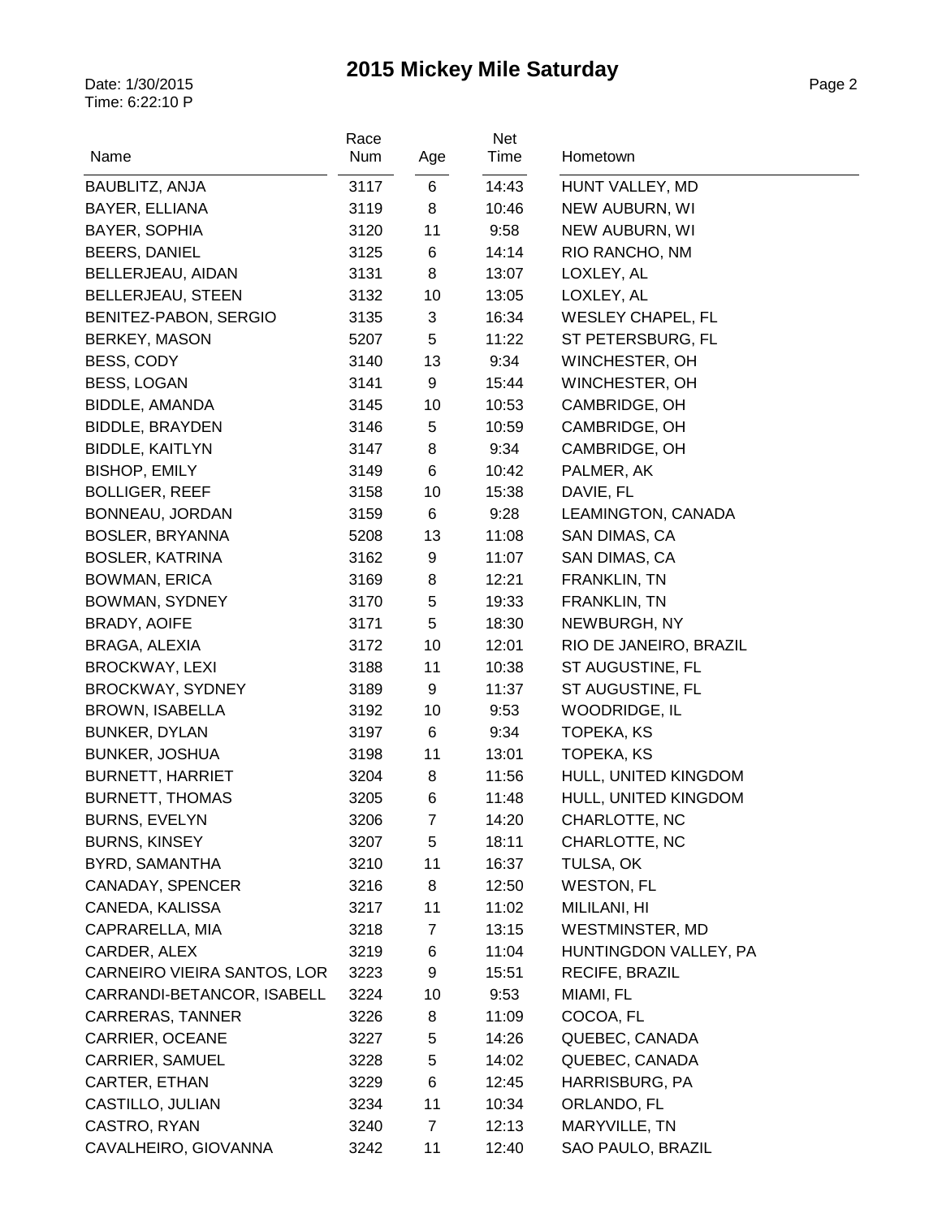# 2015 Mickey Mile Saturday

Date: 1/30/2015
Time: 6:22:10 P

| Name | Race Num | Age | Net Time | Hometown |
|---|---|---|---|---|
| BAUBLITZ, ANJA | 3117 | 6 | 14:43 | HUNT VALLEY, MD |
| BAYER, ELLIANA | 3119 | 8 | 10:46 | NEW AUBURN, WI |
| BAYER, SOPHIA | 3120 | 11 | 9:58 | NEW AUBURN, WI |
| BEERS, DANIEL | 3125 | 6 | 14:14 | RIO RANCHO, NM |
| BELLERJEAU, AIDAN | 3131 | 8 | 13:07 | LOXLEY, AL |
| BELLERJEAU, STEEN | 3132 | 10 | 13:05 | LOXLEY, AL |
| BENITEZ-PABON, SERGIO | 3135 | 3 | 16:34 | WESLEY CHAPEL, FL |
| BERKEY, MASON | 5207 | 5 | 11:22 | ST PETERSBURG, FL |
| BESS, CODY | 3140 | 13 | 9:34 | WINCHESTER, OH |
| BESS, LOGAN | 3141 | 9 | 15:44 | WINCHESTER, OH |
| BIDDLE, AMANDA | 3145 | 10 | 10:53 | CAMBRIDGE, OH |
| BIDDLE, BRAYDEN | 3146 | 5 | 10:59 | CAMBRIDGE, OH |
| BIDDLE, KAITLYN | 3147 | 8 | 9:34 | CAMBRIDGE, OH |
| BISHOP, EMILY | 3149 | 6 | 10:42 | PALMER, AK |
| BOLLIGER, REEF | 3158 | 10 | 15:38 | DAVIE, FL |
| BONNEAU, JORDAN | 3159 | 6 | 9:28 | LEAMINGTON, CANADA |
| BOSLER, BRYANNA | 5208 | 13 | 11:08 | SAN DIMAS, CA |
| BOSLER, KATRINA | 3162 | 9 | 11:07 | SAN DIMAS, CA |
| BOWMAN, ERICA | 3169 | 8 | 12:21 | FRANKLIN, TN |
| BOWMAN, SYDNEY | 3170 | 5 | 19:33 | FRANKLIN, TN |
| BRADY, AOIFE | 3171 | 5 | 18:30 | NEWBURGH, NY |
| BRAGA, ALEXIA | 3172 | 10 | 12:01 | RIO DE JANEIRO, BRAZIL |
| BROCKWAY, LEXI | 3188 | 11 | 10:38 | ST AUGUSTINE, FL |
| BROCKWAY, SYDNEY | 3189 | 9 | 11:37 | ST AUGUSTINE, FL |
| BROWN, ISABELLA | 3192 | 10 | 9:53 | WOODRIDGE, IL |
| BUNKER, DYLAN | 3197 | 6 | 9:34 | TOPEKA, KS |
| BUNKER, JOSHUA | 3198 | 11 | 13:01 | TOPEKA, KS |
| BURNETT, HARRIET | 3204 | 8 | 11:56 | HULL, UNITED KINGDOM |
| BURNETT, THOMAS | 3205 | 6 | 11:48 | HULL, UNITED KINGDOM |
| BURNS, EVELYN | 3206 | 7 | 14:20 | CHARLOTTE, NC |
| BURNS, KINSEY | 3207 | 5 | 18:11 | CHARLOTTE, NC |
| BYRD, SAMANTHA | 3210 | 11 | 16:37 | TULSA, OK |
| CANADAY, SPENCER | 3216 | 8 | 12:50 | WESTON, FL |
| CANEDA, KALISSA | 3217 | 11 | 11:02 | MILILANI, HI |
| CAPRARELLA, MIA | 3218 | 7 | 13:15 | WESTMINSTER, MD |
| CARDER, ALEX | 3219 | 6 | 11:04 | HUNTINGDON VALLEY, PA |
| CARNEIRO VIEIRA SANTOS, LOR | 3223 | 9 | 15:51 | RECIFE, BRAZIL |
| CARRANDI-BETANCOR, ISABELL | 3224 | 10 | 9:53 | MIAMI, FL |
| CARRERAS, TANNER | 3226 | 8 | 11:09 | COCOA, FL |
| CARRIER, OCEANE | 3227 | 5 | 14:26 | QUEBEC, CANADA |
| CARRIER, SAMUEL | 3228 | 5 | 14:02 | QUEBEC, CANADA |
| CARTER, ETHAN | 3229 | 6 | 12:45 | HARRISBURG, PA |
| CASTILLO, JULIAN | 3234 | 11 | 10:34 | ORLANDO, FL |
| CASTRO, RYAN | 3240 | 7 | 12:13 | MARYVILLE, TN |
| CAVALHEIRO, GIOVANNA | 3242 | 11 | 12:40 | SAO PAULO, BRAZIL |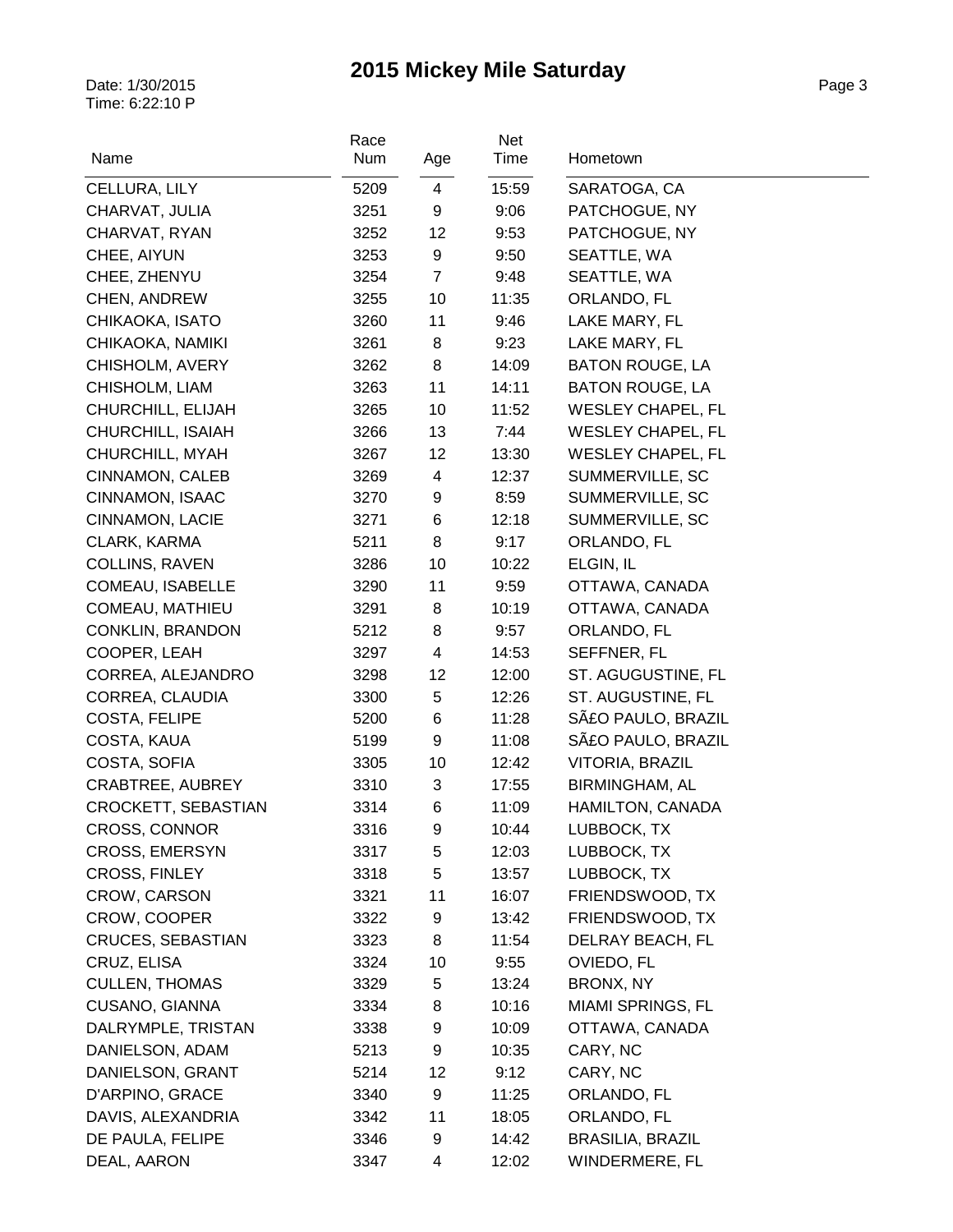# 2015 Mickey Mile Saturday

Date: 1/30/2015
Time: 6:22:10 P

| Name | Race Num | Age | Net Time | Hometown |
|---|---|---|---|---|
| CELLURA, LILY | 5209 | 4 | 15:59 | SARATOGA, CA |
| CHARVAT, JULIA | 3251 | 9 | 9:06 | PATCHOGUE, NY |
| CHARVAT, RYAN | 3252 | 12 | 9:53 | PATCHOGUE, NY |
| CHEE, AIYUN | 3253 | 9 | 9:50 | SEATTLE, WA |
| CHEE, ZHENYU | 3254 | 7 | 9:48 | SEATTLE, WA |
| CHEN, ANDREW | 3255 | 10 | 11:35 | ORLANDO, FL |
| CHIKAOKA, ISATO | 3260 | 11 | 9:46 | LAKE MARY, FL |
| CHIKAOKA, NAMIKI | 3261 | 8 | 9:23 | LAKE MARY, FL |
| CHISHOLM, AVERY | 3262 | 8 | 14:09 | BATON ROUGE, LA |
| CHISHOLM, LIAM | 3263 | 11 | 14:11 | BATON ROUGE, LA |
| CHURCHILL, ELIJAH | 3265 | 10 | 11:52 | WESLEY CHAPEL, FL |
| CHURCHILL, ISAIAH | 3266 | 13 | 7:44 | WESLEY CHAPEL, FL |
| CHURCHILL, MYAH | 3267 | 12 | 13:30 | WESLEY CHAPEL, FL |
| CINNAMON, CALEB | 3269 | 4 | 12:37 | SUMMERVILLE, SC |
| CINNAMON, ISAAC | 3270 | 9 | 8:59 | SUMMERVILLE, SC |
| CINNAMON, LACIE | 3271 | 6 | 12:18 | SUMMERVILLE, SC |
| CLARK, KARMA | 5211 | 8 | 9:17 | ORLANDO, FL |
| COLLINS, RAVEN | 3286 | 10 | 10:22 | ELGIN, IL |
| COMEAU, ISABELLE | 3290 | 11 | 9:59 | OTTAWA, CANADA |
| COMEAU, MATHIEU | 3291 | 8 | 10:19 | OTTAWA, CANADA |
| CONKLIN, BRANDON | 5212 | 8 | 9:57 | ORLANDO, FL |
| COOPER, LEAH | 3297 | 4 | 14:53 | SEFFNER, FL |
| CORREA, ALEJANDRO | 3298 | 12 | 12:00 | ST. AGUGUSTINE, FL |
| CORREA, CLAUDIA | 3300 | 5 | 12:26 | ST. AUGUSTINE, FL |
| COSTA, FELIPE | 5200 | 6 | 11:28 | SÃ£O PAULO, BRAZIL |
| COSTA, KAUA | 5199 | 9 | 11:08 | SÃ£O PAULO, BRAZIL |
| COSTA, SOFIA | 3305 | 10 | 12:42 | VITORIA, BRAZIL |
| CRABTREE, AUBREY | 3310 | 3 | 17:55 | BIRMINGHAM, AL |
| CROCKETT, SEBASTIAN | 3314 | 6 | 11:09 | HAMILTON, CANADA |
| CROSS, CONNOR | 3316 | 9 | 10:44 | LUBBOCK, TX |
| CROSS, EMERSYN | 3317 | 5 | 12:03 | LUBBOCK, TX |
| CROSS, FINLEY | 3318 | 5 | 13:57 | LUBBOCK, TX |
| CROW, CARSON | 3321 | 11 | 16:07 | FRIENDSWOOD, TX |
| CROW, COOPER | 3322 | 9 | 13:42 | FRIENDSWOOD, TX |
| CRUCES, SEBASTIAN | 3323 | 8 | 11:54 | DELRAY BEACH, FL |
| CRUZ, ELISA | 3324 | 10 | 9:55 | OVIEDO, FL |
| CULLEN, THOMAS | 3329 | 5 | 13:24 | BRONX, NY |
| CUSANO, GIANNA | 3334 | 8 | 10:16 | MIAMI SPRINGS, FL |
| DALRYMPLE, TRISTAN | 3338 | 9 | 10:09 | OTTAWA, CANADA |
| DANIELSON, ADAM | 5213 | 9 | 10:35 | CARY, NC |
| DANIELSON, GRANT | 5214 | 12 | 9:12 | CARY, NC |
| D'ARPINO, GRACE | 3340 | 9 | 11:25 | ORLANDO, FL |
| DAVIS, ALEXANDRIA | 3342 | 11 | 18:05 | ORLANDO, FL |
| DE PAULA, FELIPE | 3346 | 9 | 14:42 | BRASILIA, BRAZIL |
| DEAL, AARON | 3347 | 4 | 12:02 | WINDERMERE, FL |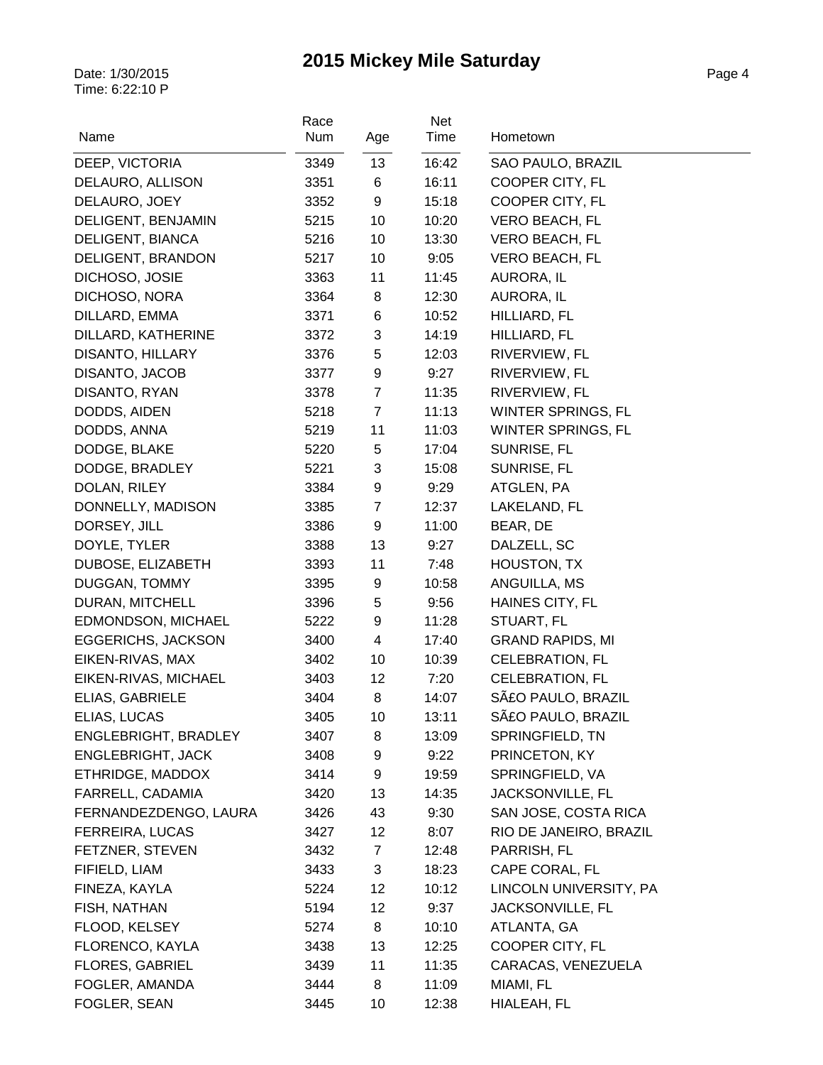# 2015 Mickey Mile Saturday

Date: 1/30/2015
Time: 6:22:10 P

| Name | Race Num | Age | Net Time | Hometown |
|---|---|---|---|---|
| DEEP, VICTORIA | 3349 | 13 | 16:42 | SAO PAULO, BRAZIL |
| DELAURO, ALLISON | 3351 | 6 | 16:11 | COOPER CITY, FL |
| DELAURO, JOEY | 3352 | 9 | 15:18 | COOPER CITY, FL |
| DELIGENT, BENJAMIN | 5215 | 10 | 10:20 | VERO BEACH, FL |
| DELIGENT, BIANCA | 5216 | 10 | 13:30 | VERO BEACH, FL |
| DELIGENT, BRANDON | 5217 | 10 | 9:05 | VERO BEACH, FL |
| DICHOSO, JOSIE | 3363 | 11 | 11:45 | AURORA, IL |
| DICHOSO, NORA | 3364 | 8 | 12:30 | AURORA, IL |
| DILLARD, EMMA | 3371 | 6 | 10:52 | HILLIARD, FL |
| DILLARD, KATHERINE | 3372 | 3 | 14:19 | HILLIARD, FL |
| DISANTO, HILLARY | 3376 | 5 | 12:03 | RIVERVIEW, FL |
| DISANTO, JACOB | 3377 | 9 | 9:27 | RIVERVIEW, FL |
| DISANTO, RYAN | 3378 | 7 | 11:35 | RIVERVIEW, FL |
| DODDS, AIDEN | 5218 | 7 | 11:13 | WINTER SPRINGS, FL |
| DODDS, ANNA | 5219 | 11 | 11:03 | WINTER SPRINGS, FL |
| DODGE, BLAKE | 5220 | 5 | 17:04 | SUNRISE, FL |
| DODGE, BRADLEY | 5221 | 3 | 15:08 | SUNRISE, FL |
| DOLAN, RILEY | 3384 | 9 | 9:29 | ATGLEN, PA |
| DONNELLY, MADISON | 3385 | 7 | 12:37 | LAKELAND, FL |
| DORSEY, JILL | 3386 | 9 | 11:00 | BEAR, DE |
| DOYLE, TYLER | 3388 | 13 | 9:27 | DALZELL, SC |
| DUBOSE, ELIZABETH | 3393 | 11 | 7:48 | HOUSTON, TX |
| DUGGAN, TOMMY | 3395 | 9 | 10:58 | ANGUILLA, MS |
| DURAN, MITCHELL | 3396 | 5 | 9:56 | HAINES CITY, FL |
| EDMONDSON, MICHAEL | 5222 | 9 | 11:28 | STUART, FL |
| EGGERICHS, JACKSON | 3400 | 4 | 17:40 | GRAND RAPIDS, MI |
| EIKEN-RIVAS, MAX | 3402 | 10 | 10:39 | CELEBRATION, FL |
| EIKEN-RIVAS, MICHAEL | 3403 | 12 | 7:20 | CELEBRATION, FL |
| ELIAS, GABRIELE | 3404 | 8 | 14:07 | SÃ£O PAULO, BRAZIL |
| ELIAS, LUCAS | 3405 | 10 | 13:11 | SÃ£O PAULO, BRAZIL |
| ENGLEBRIGHT, BRADLEY | 3407 | 8 | 13:09 | SPRINGFIELD, TN |
| ENGLEBRIGHT, JACK | 3408 | 9 | 9:22 | PRINCETON, KY |
| ETHRIDGE, MADDOX | 3414 | 9 | 19:59 | SPRINGFIELD, VA |
| FARRELL, CADAMIA | 3420 | 13 | 14:35 | JACKSONVILLE, FL |
| FERNANDEZDENGO, LAURA | 3426 | 43 | 9:30 | SAN JOSE, COSTA RICA |
| FERREIRA, LUCAS | 3427 | 12 | 8:07 | RIO DE JANEIRO, BRAZIL |
| FETZNER, STEVEN | 3432 | 7 | 12:48 | PARRISH, FL |
| FIFIELD, LIAM | 3433 | 3 | 18:23 | CAPE CORAL, FL |
| FINEZA, KAYLA | 5224 | 12 | 10:12 | LINCOLN UNIVERSITY, PA |
| FISH, NATHAN | 5194 | 12 | 9:37 | JACKSONVILLE, FL |
| FLOOD, KELSEY | 5274 | 8 | 10:10 | ATLANTA, GA |
| FLORENCO, KAYLA | 3438 | 13 | 12:25 | COOPER CITY, FL |
| FLORES, GABRIEL | 3439 | 11 | 11:35 | CARACAS, VENEZUELA |
| FOGLER, AMANDA | 3444 | 8 | 11:09 | MIAMI, FL |
| FOGLER, SEAN | 3445 | 10 | 12:38 | HIALEAH, FL |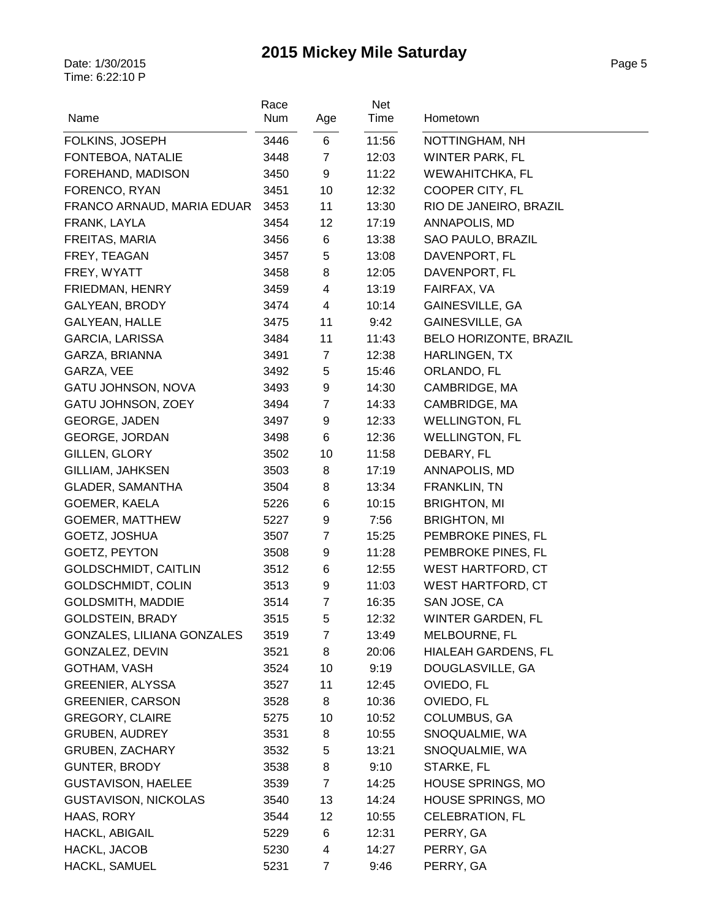# 2015 Mickey Mile Saturday

Date: 1/30/2015
Time: 6:22:10 P

| Name | Race Num | Age | Net Time | Hometown |
|---|---|---|---|---|
| FOLKINS, JOSEPH | 3446 | 6 | 11:56 | NOTTINGHAM, NH |
| FONTEBOA, NATALIE | 3448 | 7 | 12:03 | WINTER PARK, FL |
| FOREHAND, MADISON | 3450 | 9 | 11:22 | WEWAHITCHKA, FL |
| FORENCO, RYAN | 3451 | 10 | 12:32 | COOPER CITY, FL |
| FRANCO ARNAUD, MARIA EDUAR | 3453 | 11 | 13:30 | RIO DE JANEIRO, BRAZIL |
| FRANK, LAYLA | 3454 | 12 | 17:19 | ANNAPOLIS, MD |
| FREITAS, MARIA | 3456 | 6 | 13:38 | SAO PAULO, BRAZIL |
| FREY, TEAGAN | 3457 | 5 | 13:08 | DAVENPORT, FL |
| FREY, WYATT | 3458 | 8 | 12:05 | DAVENPORT, FL |
| FRIEDMAN, HENRY | 3459 | 4 | 13:19 | FAIRFAX, VA |
| GALYEAN, BRODY | 3474 | 4 | 10:14 | GAINESVILLE, GA |
| GALYEAN, HALLE | 3475 | 11 | 9:42 | GAINESVILLE, GA |
| GARCIA, LARISSA | 3484 | 11 | 11:43 | BELO HORIZONTE, BRAZIL |
| GARZA, BRIANNA | 3491 | 7 | 12:38 | HARLINGEN, TX |
| GARZA, VEE | 3492 | 5 | 15:46 | ORLANDO, FL |
| GATU JOHNSON, NOVA | 3493 | 9 | 14:30 | CAMBRIDGE, MA |
| GATU JOHNSON, ZOEY | 3494 | 7 | 14:33 | CAMBRIDGE, MA |
| GEORGE, JADEN | 3497 | 9 | 12:33 | WELLINGTON, FL |
| GEORGE, JORDAN | 3498 | 6 | 12:36 | WELLINGTON, FL |
| GILLEN, GLORY | 3502 | 10 | 11:58 | DEBARY, FL |
| GILLIAM, JAHKSEN | 3503 | 8 | 17:19 | ANNAPOLIS, MD |
| GLADER, SAMANTHA | 3504 | 8 | 13:34 | FRANKLIN, TN |
| GOEMER, KAELA | 5226 | 6 | 10:15 | BRIGHTON, MI |
| GOEMER, MATTHEW | 5227 | 9 | 7:56 | BRIGHTON, MI |
| GOETZ, JOSHUA | 3507 | 7 | 15:25 | PEMBROKE PINES, FL |
| GOETZ, PEYTON | 3508 | 9 | 11:28 | PEMBROKE PINES, FL |
| GOLDSCHMIDT, CAITLIN | 3512 | 6 | 12:55 | WEST HARTFORD, CT |
| GOLDSCHMIDT, COLIN | 3513 | 9 | 11:03 | WEST HARTFORD, CT |
| GOLDSMITH, MADDIE | 3514 | 7 | 16:35 | SAN JOSE, CA |
| GOLDSTEIN, BRADY | 3515 | 5 | 12:32 | WINTER GARDEN, FL |
| GONZALES, LILIANA GONZALES | 3519 | 7 | 13:49 | MELBOURNE, FL |
| GONZALEZ, DEVIN | 3521 | 8 | 20:06 | HIALEAH GARDENS, FL |
| GOTHAM, VASH | 3524 | 10 | 9:19 | DOUGLASVILLE, GA |
| GREENIER, ALYSSA | 3527 | 11 | 12:45 | OVIEDO, FL |
| GREENIER, CARSON | 3528 | 8 | 10:36 | OVIEDO, FL |
| GREGORY, CLAIRE | 5275 | 10 | 10:52 | COLUMBUS, GA |
| GRUBEN, AUDREY | 3531 | 8 | 10:55 | SNOQUALMIE, WA |
| GRUBEN, ZACHARY | 3532 | 5 | 13:21 | SNOQUALMIE, WA |
| GUNTER, BRODY | 3538 | 8 | 9:10 | STARKE, FL |
| GUSTAVISON, HAELEE | 3539 | 7 | 14:25 | HOUSE SPRINGS, MO |
| GUSTAVISON, NICKOLAS | 3540 | 13 | 14:24 | HOUSE SPRINGS, MO |
| HAAS, RORY | 3544 | 12 | 10:55 | CELEBRATION, FL |
| HACKL, ABIGAIL | 5229 | 6 | 12:31 | PERRY, GA |
| HACKL, JACOB | 5230 | 4 | 14:27 | PERRY, GA |
| HACKL, SAMUEL | 5231 | 7 | 9:46 | PERRY, GA |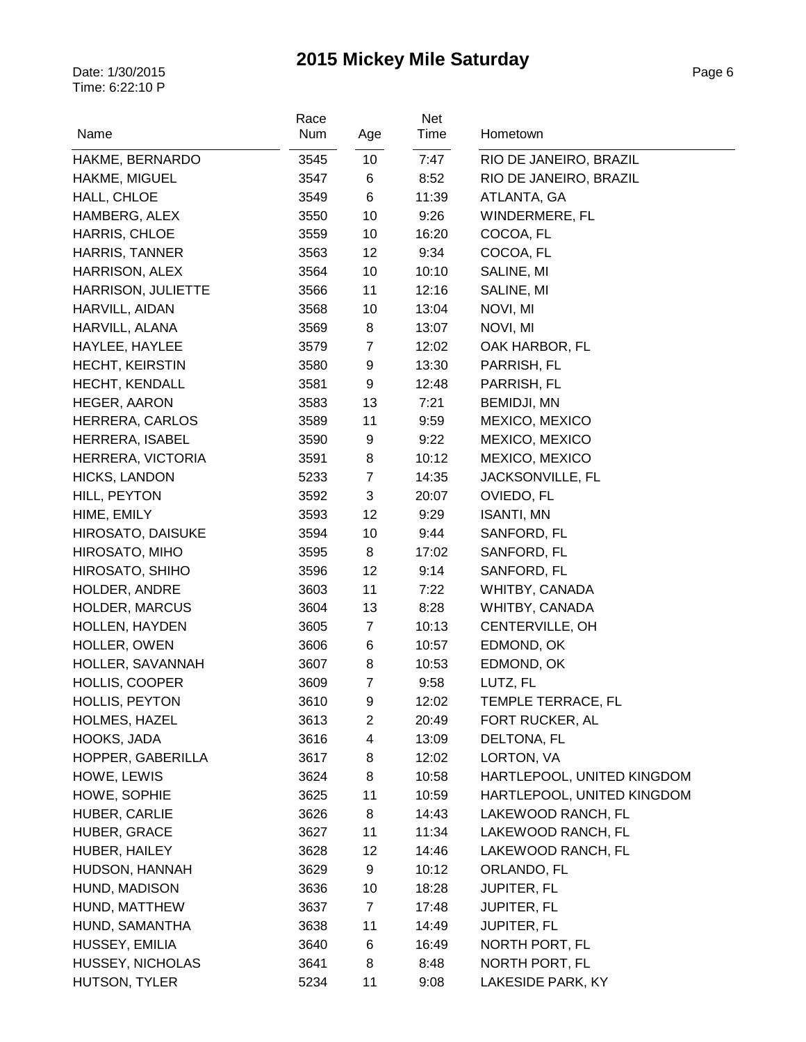# 2015 Mickey Mile Saturday

Date: 1/30/2015
Time: 6:22:10 P

| Name | Race Num | Age | Net Time | Hometown |
|---|---|---|---|---|
| HAKME, BERNARDO | 3545 | 10 | 7:47 | RIO DE JANEIRO, BRAZIL |
| HAKME, MIGUEL | 3547 | 6 | 8:52 | RIO DE JANEIRO, BRAZIL |
| HALL, CHLOE | 3549 | 6 | 11:39 | ATLANTA, GA |
| HAMBERG, ALEX | 3550 | 10 | 9:26 | WINDERMERE, FL |
| HARRIS, CHLOE | 3559 | 10 | 16:20 | COCOA, FL |
| HARRIS, TANNER | 3563 | 12 | 9:34 | COCOA, FL |
| HARRISON, ALEX | 3564 | 10 | 10:10 | SALINE, MI |
| HARRISON, JULIETTE | 3566 | 11 | 12:16 | SALINE, MI |
| HARVILL, AIDAN | 3568 | 10 | 13:04 | NOVI, MI |
| HARVILL, ALANA | 3569 | 8 | 13:07 | NOVI, MI |
| HAYLEE, HAYLEE | 3579 | 7 | 12:02 | OAK HARBOR, FL |
| HECHT, KEIRSTIN | 3580 | 9 | 13:30 | PARRISH, FL |
| HECHT, KENDALL | 3581 | 9 | 12:48 | PARRISH, FL |
| HEGER, AARON | 3583 | 13 | 7:21 | BEMIDJI, MN |
| HERRERA, CARLOS | 3589 | 11 | 9:59 | MEXICO, MEXICO |
| HERRERA, ISABEL | 3590 | 9 | 9:22 | MEXICO, MEXICO |
| HERRERA, VICTORIA | 3591 | 8 | 10:12 | MEXICO, MEXICO |
| HICKS, LANDON | 5233 | 7 | 14:35 | JACKSONVILLE, FL |
| HILL, PEYTON | 3592 | 3 | 20:07 | OVIEDO, FL |
| HIME, EMILY | 3593 | 12 | 9:29 | ISANTI, MN |
| HIROSATO, DAISUKE | 3594 | 10 | 9:44 | SANFORD, FL |
| HIROSATO, MIHO | 3595 | 8 | 17:02 | SANFORD, FL |
| HIROSATO, SHIHO | 3596 | 12 | 9:14 | SANFORD, FL |
| HOLDER, ANDRE | 3603 | 11 | 7:22 | WHITBY, CANADA |
| HOLDER, MARCUS | 3604 | 13 | 8:28 | WHITBY, CANADA |
| HOLLEN, HAYDEN | 3605 | 7 | 10:13 | CENTERVILLE, OH |
| HOLLER, OWEN | 3606 | 6 | 10:57 | EDMOND, OK |
| HOLLER, SAVANNAH | 3607 | 8 | 10:53 | EDMOND, OK |
| HOLLIS, COOPER | 3609 | 7 | 9:58 | LUTZ, FL |
| HOLLIS, PEYTON | 3610 | 9 | 12:02 | TEMPLE TERRACE, FL |
| HOLMES, HAZEL | 3613 | 2 | 20:49 | FORT RUCKER, AL |
| HOOKS, JADA | 3616 | 4 | 13:09 | DELTONA, FL |
| HOPPER, GABERILLA | 3617 | 8 | 12:02 | LORTON, VA |
| HOWE, LEWIS | 3624 | 8 | 10:58 | HARTLEPOOL, UNITED KINGDOM |
| HOWE, SOPHIE | 3625 | 11 | 10:59 | HARTLEPOOL, UNITED KINGDOM |
| HUBER, CARLIE | 3626 | 8 | 14:43 | LAKEWOOD RANCH, FL |
| HUBER, GRACE | 3627 | 11 | 11:34 | LAKEWOOD RANCH, FL |
| HUBER, HAILEY | 3628 | 12 | 14:46 | LAKEWOOD RANCH, FL |
| HUDSON, HANNAH | 3629 | 9 | 10:12 | ORLANDO, FL |
| HUND, MADISON | 3636 | 10 | 18:28 | JUPITER, FL |
| HUND, MATTHEW | 3637 | 7 | 17:48 | JUPITER, FL |
| HUND, SAMANTHA | 3638 | 11 | 14:49 | JUPITER, FL |
| HUSSEY, EMILIA | 3640 | 6 | 16:49 | NORTH PORT, FL |
| HUSSEY, NICHOLAS | 3641 | 8 | 8:48 | NORTH PORT, FL |
| HUTSON, TYLER | 5234 | 11 | 9:08 | LAKESIDE PARK, KY |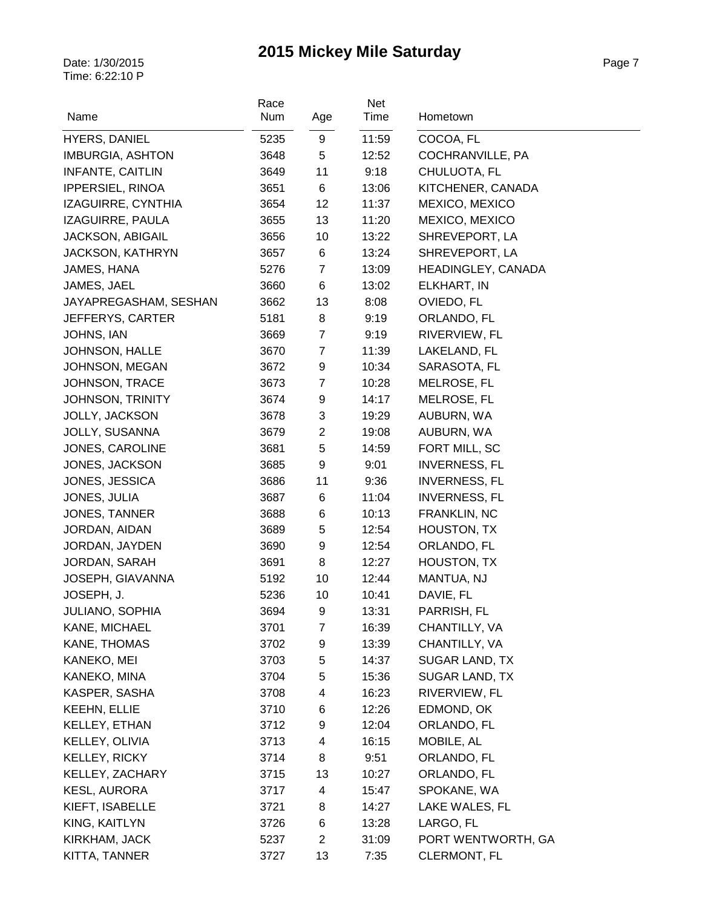# 2015 Mickey Mile Saturday

Date: 1/30/2015
Time: 6:22:10 P

| Name | Race Num | Age | Net Time | Hometown |
|---|---|---|---|---|
| HYERS, DANIEL | 5235 | 9 | 11:59 | COCOA, FL |
| IMBURGIA, ASHTON | 3648 | 5 | 12:52 | COCHRANVILLE, PA |
| INFANTE, CAITLIN | 3649 | 11 | 9:18 | CHULUOTA, FL |
| IPPERSIEL, RINOA | 3651 | 6 | 13:06 | KITCHENER, CANADA |
| IZAGUIRRE, CYNTHIA | 3654 | 12 | 11:37 | MEXICO, MEXICO |
| IZAGUIRRE, PAULA | 3655 | 13 | 11:20 | MEXICO, MEXICO |
| JACKSON, ABIGAIL | 3656 | 10 | 13:22 | SHREVEPORT, LA |
| JACKSON, KATHRYN | 3657 | 6 | 13:24 | SHREVEPORT, LA |
| JAMES, HANA | 5276 | 7 | 13:09 | HEADINGLEY, CANADA |
| JAMES, JAEL | 3660 | 6 | 13:02 | ELKHART, IN |
| JAYAPREGASHAM, SESHAN | 3662 | 13 | 8:08 | OVIEDO, FL |
| JEFFERYS, CARTER | 5181 | 8 | 9:19 | ORLANDO, FL |
| JOHNS, IAN | 3669 | 7 | 9:19 | RIVERVIEW, FL |
| JOHNSON, HALLE | 3670 | 7 | 11:39 | LAKELAND, FL |
| JOHNSON, MEGAN | 3672 | 9 | 10:34 | SARASOTA, FL |
| JOHNSON, TRACE | 3673 | 7 | 10:28 | MELROSE, FL |
| JOHNSON, TRINITY | 3674 | 9 | 14:17 | MELROSE, FL |
| JOLLY, JACKSON | 3678 | 3 | 19:29 | AUBURN, WA |
| JOLLY, SUSANNA | 3679 | 2 | 19:08 | AUBURN, WA |
| JONES, CAROLINE | 3681 | 5 | 14:59 | FORT MILL, SC |
| JONES, JACKSON | 3685 | 9 | 9:01 | INVERNESS, FL |
| JONES, JESSICA | 3686 | 11 | 9:36 | INVERNESS, FL |
| JONES, JULIA | 3687 | 6 | 11:04 | INVERNESS, FL |
| JONES, TANNER | 3688 | 6 | 10:13 | FRANKLIN, NC |
| JORDAN, AIDAN | 3689 | 5 | 12:54 | HOUSTON, TX |
| JORDAN, JAYDEN | 3690 | 9 | 12:54 | ORLANDO, FL |
| JORDAN, SARAH | 3691 | 8 | 12:27 | HOUSTON, TX |
| JOSEPH, GIAVANNA | 5192 | 10 | 12:44 | MANTUA, NJ |
| JOSEPH, J. | 5236 | 10 | 10:41 | DAVIE, FL |
| JULIANO, SOPHIA | 3694 | 9 | 13:31 | PARRISH, FL |
| KANE, MICHAEL | 3701 | 7 | 16:39 | CHANTILLY, VA |
| KANE, THOMAS | 3702 | 9 | 13:39 | CHANTILLY, VA |
| KANEKO, MEI | 3703 | 5 | 14:37 | SUGAR LAND, TX |
| KANEKO, MINA | 3704 | 5 | 15:36 | SUGAR LAND, TX |
| KASPER, SASHA | 3708 | 4 | 16:23 | RIVERVIEW, FL |
| KEEHN, ELLIE | 3710 | 6 | 12:26 | EDMOND, OK |
| KELLEY, ETHAN | 3712 | 9 | 12:04 | ORLANDO, FL |
| KELLEY, OLIVIA | 3713 | 4 | 16:15 | MOBILE, AL |
| KELLEY, RICKY | 3714 | 8 | 9:51 | ORLANDO, FL |
| KELLEY, ZACHARY | 3715 | 13 | 10:27 | ORLANDO, FL |
| KESL, AURORA | 3717 | 4 | 15:47 | SPOKANE, WA |
| KIEFT, ISABELLE | 3721 | 8 | 14:27 | LAKE WALES, FL |
| KING, KAITLYN | 3726 | 6 | 13:28 | LARGO, FL |
| KIRKHAM, JACK | 5237 | 2 | 31:09 | PORT WENTWORTH, GA |
| KITTA, TANNER | 3727 | 13 | 7:35 | CLERMONT, FL |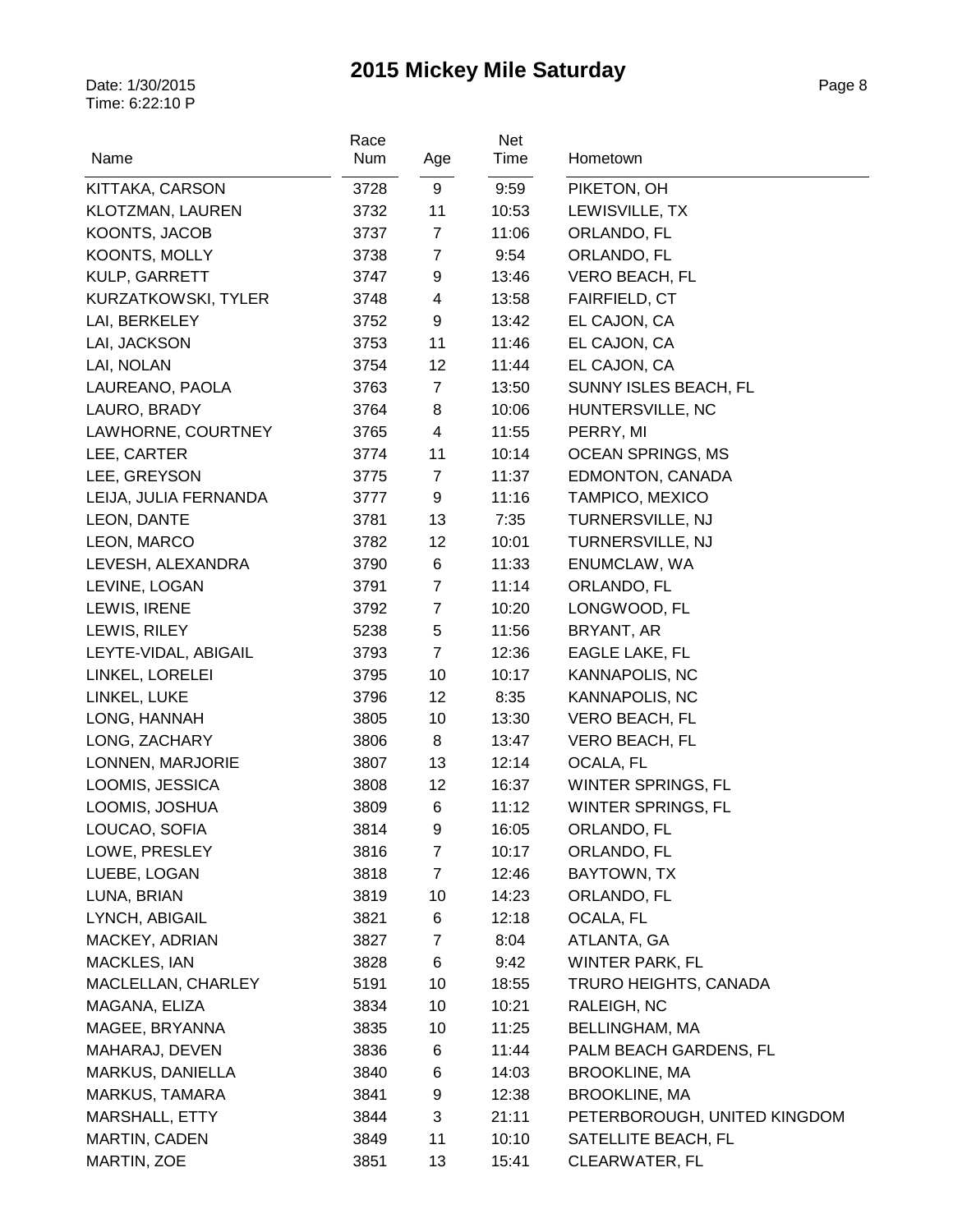# 2015 Mickey Mile Saturday

Date: 1/30/2015
Time: 6:22:10 P

| Name | Race Num | Age | Net Time | Hometown |
|---|---|---|---|---|
| KITTAKA, CARSON | 3728 | 9 | 9:59 | PIKETON, OH |
| KLOTZMAN, LAUREN | 3732 | 11 | 10:53 | LEWISVILLE, TX |
| KOONTS, JACOB | 3737 | 7 | 11:06 | ORLANDO, FL |
| KOONTS, MOLLY | 3738 | 7 | 9:54 | ORLANDO, FL |
| KULP, GARRETT | 3747 | 9 | 13:46 | VERO BEACH, FL |
| KURZATKOWSKI, TYLER | 3748 | 4 | 13:58 | FAIRFIELD, CT |
| LAI, BERKELEY | 3752 | 9 | 13:42 | EL CAJON, CA |
| LAI, JACKSON | 3753 | 11 | 11:46 | EL CAJON, CA |
| LAI, NOLAN | 3754 | 12 | 11:44 | EL CAJON, CA |
| LAUREANO, PAOLA | 3763 | 7 | 13:50 | SUNNY ISLES BEACH, FL |
| LAURO, BRADY | 3764 | 8 | 10:06 | HUNTERSVILLE, NC |
| LAWHORNE, COURTNEY | 3765 | 4 | 11:55 | PERRY, MI |
| LEE, CARTER | 3774 | 11 | 10:14 | OCEAN SPRINGS, MS |
| LEE, GREYSON | 3775 | 7 | 11:37 | EDMONTON, CANADA |
| LEIJA, JULIA FERNANDA | 3777 | 9 | 11:16 | TAMPICO, MEXICO |
| LEON, DANTE | 3781 | 13 | 7:35 | TURNERSVILLE, NJ |
| LEON, MARCO | 3782 | 12 | 10:01 | TURNERSVILLE, NJ |
| LEVESH, ALEXANDRA | 3790 | 6 | 11:33 | ENUMCLAW, WA |
| LEVINE, LOGAN | 3791 | 7 | 11:14 | ORLANDO, FL |
| LEWIS, IRENE | 3792 | 7 | 10:20 | LONGWOOD, FL |
| LEWIS, RILEY | 5238 | 5 | 11:56 | BRYANT, AR |
| LEYTE-VIDAL, ABIGAIL | 3793 | 7 | 12:36 | EAGLE LAKE, FL |
| LINKEL, LORELEI | 3795 | 10 | 10:17 | KANNAPOLIS, NC |
| LINKEL, LUKE | 3796 | 12 | 8:35 | KANNAPOLIS, NC |
| LONG, HANNAH | 3805 | 10 | 13:30 | VERO BEACH, FL |
| LONG, ZACHARY | 3806 | 8 | 13:47 | VERO BEACH, FL |
| LONNEN, MARJORIE | 3807 | 13 | 12:14 | OCALA, FL |
| LOOMIS, JESSICA | 3808 | 12 | 16:37 | WINTER SPRINGS, FL |
| LOOMIS, JOSHUA | 3809 | 6 | 11:12 | WINTER SPRINGS, FL |
| LOUCAO, SOFIA | 3814 | 9 | 16:05 | ORLANDO, FL |
| LOWE, PRESLEY | 3816 | 7 | 10:17 | ORLANDO, FL |
| LUEBE, LOGAN | 3818 | 7 | 12:46 | BAYTOWN, TX |
| LUNA, BRIAN | 3819 | 10 | 14:23 | ORLANDO, FL |
| LYNCH, ABIGAIL | 3821 | 6 | 12:18 | OCALA, FL |
| MACKEY, ADRIAN | 3827 | 7 | 8:04 | ATLANTA, GA |
| MACKLES, IAN | 3828 | 6 | 9:42 | WINTER PARK, FL |
| MACLELLAN, CHARLEY | 5191 | 10 | 18:55 | TRURO HEIGHTS, CANADA |
| MAGANA, ELIZA | 3834 | 10 | 10:21 | RALEIGH, NC |
| MAGEE, BRYANNA | 3835 | 10 | 11:25 | BELLINGHAM, MA |
| MAHARAJ, DEVEN | 3836 | 6 | 11:44 | PALM BEACH GARDENS, FL |
| MARKUS, DANIELLA | 3840 | 6 | 14:03 | BROOKLINE, MA |
| MARKUS, TAMARA | 3841 | 9 | 12:38 | BROOKLINE, MA |
| MARSHALL, ETTY | 3844 | 3 | 21:11 | PETERBOROUGH, UNITED KINGDOM |
| MARTIN, CADEN | 3849 | 11 | 10:10 | SATELLITE BEACH, FL |
| MARTIN, ZOE | 3851 | 13 | 15:41 | CLEARWATER, FL |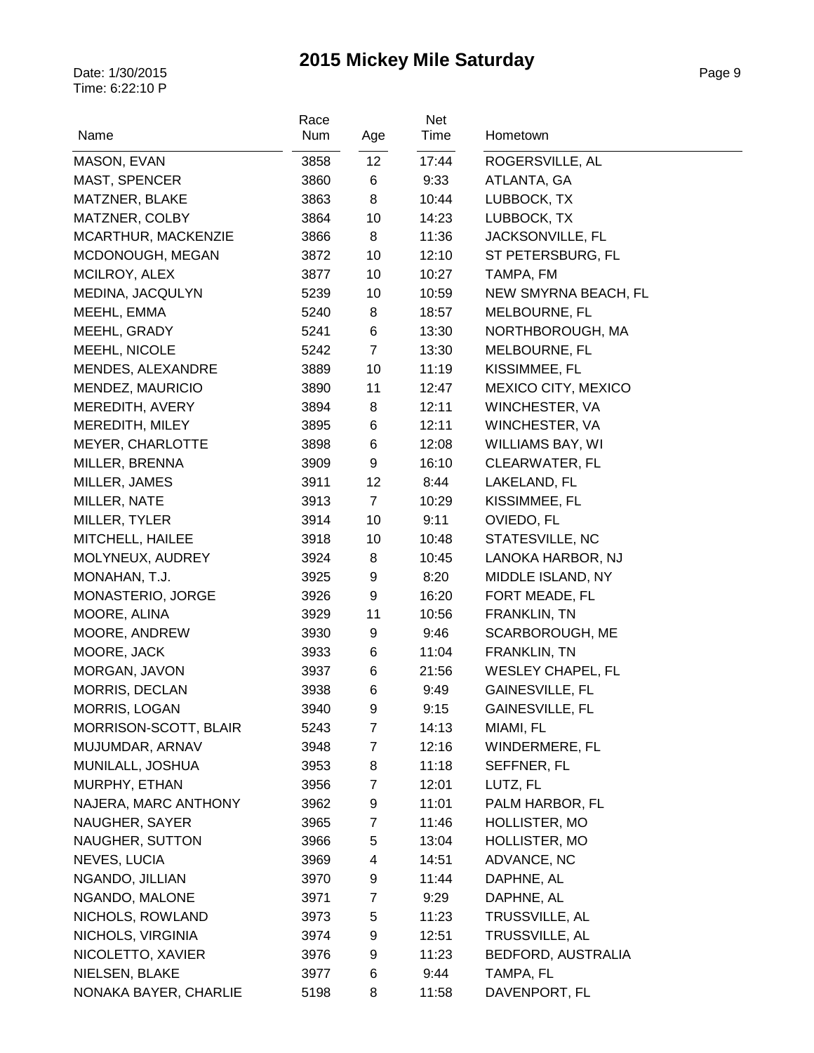# 2015 Mickey Mile Saturday

Date: 1/30/2015
Time: 6:22:10 P

| Name | Race Num | Age | Net Time | Hometown |
|---|---|---|---|---|
| MASON, EVAN | 3858 | 12 | 17:44 | ROGERSVILLE, AL |
| MAST, SPENCER | 3860 | 6 | 9:33 | ATLANTA, GA |
| MATZNER, BLAKE | 3863 | 8 | 10:44 | LUBBOCK, TX |
| MATZNER, COLBY | 3864 | 10 | 14:23 | LUBBOCK, TX |
| MCARTHUR, MACKENZIE | 3866 | 8 | 11:36 | JACKSONVILLE, FL |
| MCDONOUGH, MEGAN | 3872 | 10 | 12:10 | ST PETERSBURG, FL |
| MCILROY, ALEX | 3877 | 10 | 10:27 | TAMPA, FM |
| MEDINA, JACQULYN | 5239 | 10 | 10:59 | NEW SMYRNA BEACH, FL |
| MEEHL, EMMA | 5240 | 8 | 18:57 | MELBOURNE, FL |
| MEEHL, GRADY | 5241 | 6 | 13:30 | NORTHBOROUGH, MA |
| MEEHL, NICOLE | 5242 | 7 | 13:30 | MELBOURNE, FL |
| MENDES, ALEXANDRE | 3889 | 10 | 11:19 | KISSIMMEE, FL |
| MENDEZ, MAURICIO | 3890 | 11 | 12:47 | MEXICO CITY, MEXICO |
| MEREDITH, AVERY | 3894 | 8 | 12:11 | WINCHESTER, VA |
| MEREDITH, MILEY | 3895 | 6 | 12:11 | WINCHESTER, VA |
| MEYER, CHARLOTTE | 3898 | 6 | 12:08 | WILLIAMS BAY, WI |
| MILLER, BRENNA | 3909 | 9 | 16:10 | CLEARWATER, FL |
| MILLER, JAMES | 3911 | 12 | 8:44 | LAKELAND, FL |
| MILLER, NATE | 3913 | 7 | 10:29 | KISSIMMEE, FL |
| MILLER, TYLER | 3914 | 10 | 9:11 | OVIEDO, FL |
| MITCHELL, HAILEE | 3918 | 10 | 10:48 | STATESVILLE, NC |
| MOLYNEUX, AUDREY | 3924 | 8 | 10:45 | LANOKA HARBOR, NJ |
| MONAHAN, T.J. | 3925 | 9 | 8:20 | MIDDLE ISLAND, NY |
| MONASTERIO, JORGE | 3926 | 9 | 16:20 | FORT MEADE, FL |
| MOORE, ALINA | 3929 | 11 | 10:56 | FRANKLIN, TN |
| MOORE, ANDREW | 3930 | 9 | 9:46 | SCARBOROUGH, ME |
| MOORE, JACK | 3933 | 6 | 11:04 | FRANKLIN, TN |
| MORGAN, JAVON | 3937 | 6 | 21:56 | WESLEY CHAPEL, FL |
| MORRIS, DECLAN | 3938 | 6 | 9:49 | GAINESVILLE, FL |
| MORRIS, LOGAN | 3940 | 9 | 9:15 | GAINESVILLE, FL |
| MORRISON-SCOTT, BLAIR | 5243 | 7 | 14:13 | MIAMI, FL |
| MUJUMDAR, ARNAV | 3948 | 7 | 12:16 | WINDERMERE, FL |
| MUNILALL, JOSHUA | 3953 | 8 | 11:18 | SEFFNER, FL |
| MURPHY, ETHAN | 3956 | 7 | 12:01 | LUTZ, FL |
| NAJERA, MARC ANTHONY | 3962 | 9 | 11:01 | PALM HARBOR, FL |
| NAUGHER, SAYER | 3965 | 7 | 11:46 | HOLLISTER, MO |
| NAUGHER, SUTTON | 3966 | 5 | 13:04 | HOLLISTER, MO |
| NEVES, LUCIA | 3969 | 4 | 14:51 | ADVANCE, NC |
| NGANDO, JILLIAN | 3970 | 9 | 11:44 | DAPHNE, AL |
| NGANDO, MALONE | 3971 | 7 | 9:29 | DAPHNE, AL |
| NICHOLS, ROWLAND | 3973 | 5 | 11:23 | TRUSSVILLE, AL |
| NICHOLS, VIRGINIA | 3974 | 9 | 12:51 | TRUSSVILLE, AL |
| NICOLETTO, XAVIER | 3976 | 9 | 11:23 | BEDFORD, AUSTRALIA |
| NIELSEN, BLAKE | 3977 | 6 | 9:44 | TAMPA, FL |
| NONAKA BAYER, CHARLIE | 5198 | 8 | 11:58 | DAVENPORT, FL |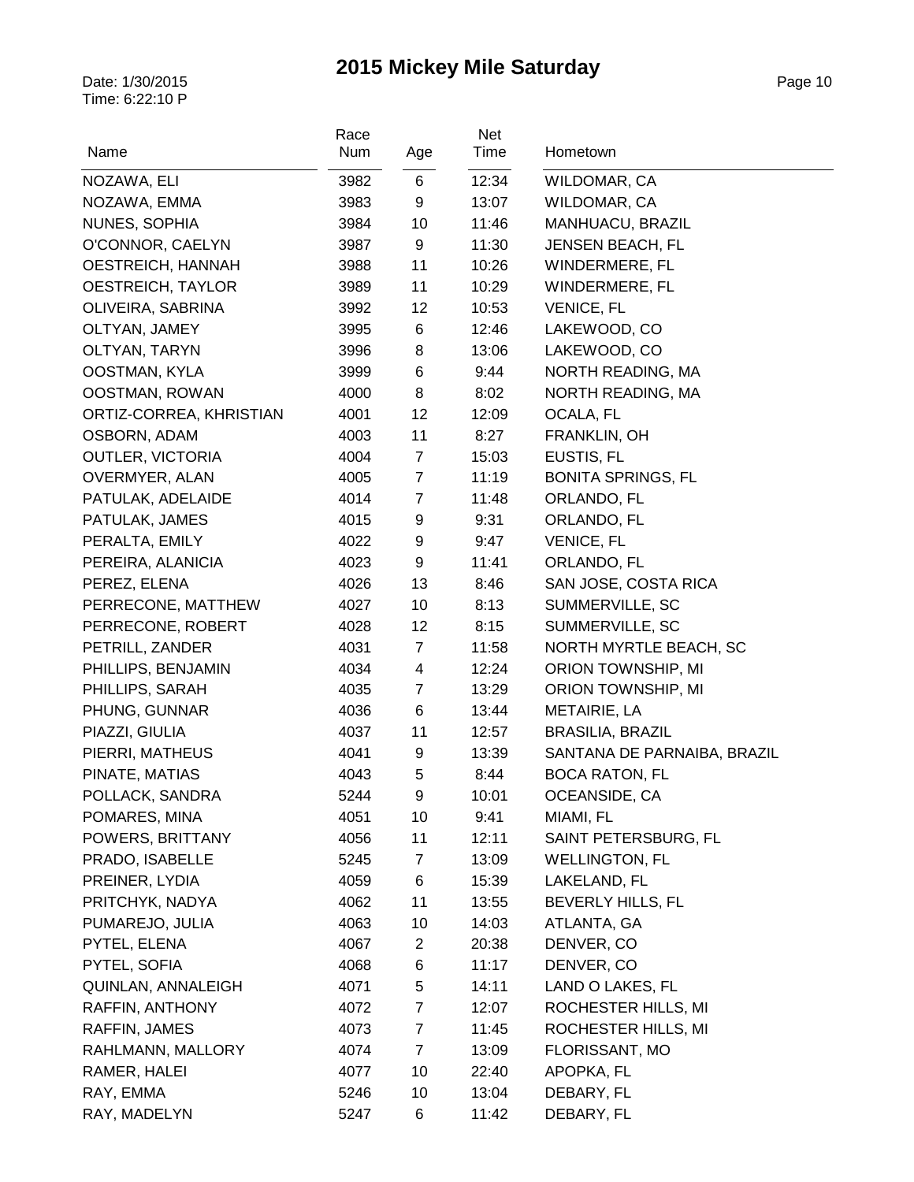# 2015 Mickey Mile Saturday

Date: 1/30/2015
Time: 6:22:10 P

| Name | Race Num | Age | Net Time | Hometown |
|---|---|---|---|---|
| NOZAWA, ELI | 3982 | 6 | 12:34 | WILDOMAR, CA |
| NOZAWA, EMMA | 3983 | 9 | 13:07 | WILDOMAR, CA |
| NUNES, SOPHIA | 3984 | 10 | 11:46 | MANHUACU, BRAZIL |
| O'CONNOR, CAELYN | 3987 | 9 | 11:30 | JENSEN BEACH, FL |
| OESTREICH, HANNAH | 3988 | 11 | 10:26 | WINDERMERE, FL |
| OESTREICH, TAYLOR | 3989 | 11 | 10:29 | WINDERMERE, FL |
| OLIVEIRA, SABRINA | 3992 | 12 | 10:53 | VENICE, FL |
| OLTYAN, JAMEY | 3995 | 6 | 12:46 | LAKEWOOD, CO |
| OLTYAN, TARYN | 3996 | 8 | 13:06 | LAKEWOOD, CO |
| OOSTMAN, KYLA | 3999 | 6 | 9:44 | NORTH READING, MA |
| OOSTMAN, ROWAN | 4000 | 8 | 8:02 | NORTH READING, MA |
| ORTIZ-CORREA, KHRISTIAN | 4001 | 12 | 12:09 | OCALA, FL |
| OSBORN, ADAM | 4003 | 11 | 8:27 | FRANKLIN, OH |
| OUTLER, VICTORIA | 4004 | 7 | 15:03 | EUSTIS, FL |
| OVERMYER, ALAN | 4005 | 7 | 11:19 | BONITA SPRINGS, FL |
| PATULAK, ADELAIDE | 4014 | 7 | 11:48 | ORLANDO, FL |
| PATULAK, JAMES | 4015 | 9 | 9:31 | ORLANDO, FL |
| PERALTA, EMILY | 4022 | 9 | 9:47 | VENICE, FL |
| PEREIRA, ALANICIA | 4023 | 9 | 11:41 | ORLANDO, FL |
| PEREZ, ELENA | 4026 | 13 | 8:46 | SAN JOSE, COSTA RICA |
| PERRECONE, MATTHEW | 4027 | 10 | 8:13 | SUMMERVILLE, SC |
| PERRECONE, ROBERT | 4028 | 12 | 8:15 | SUMMERVILLE, SC |
| PETRILL, ZANDER | 4031 | 7 | 11:58 | NORTH MYRTLE BEACH, SC |
| PHILLIPS, BENJAMIN | 4034 | 4 | 12:24 | ORION TOWNSHIP, MI |
| PHILLIPS, SARAH | 4035 | 7 | 13:29 | ORION TOWNSHIP, MI |
| PHUNG, GUNNAR | 4036 | 6 | 13:44 | METAIRIE, LA |
| PIAZZI, GIULIA | 4037 | 11 | 12:57 | BRASILIA, BRAZIL |
| PIERRI, MATHEUS | 4041 | 9 | 13:39 | SANTANA DE PARNAIBA, BRAZIL |
| PINATE, MATIAS | 4043 | 5 | 8:44 | BOCA RATON, FL |
| POLLACK, SANDRA | 5244 | 9 | 10:01 | OCEANSIDE, CA |
| POMARES, MINA | 4051 | 10 | 9:41 | MIAMI, FL |
| POWERS, BRITTANY | 4056 | 11 | 12:11 | SAINT PETERSBURG, FL |
| PRADO, ISABELLE | 5245 | 7 | 13:09 | WELLINGTON, FL |
| PREINER, LYDIA | 4059 | 6 | 15:39 | LAKELAND, FL |
| PRITCHYK, NADYA | 4062 | 11 | 13:55 | BEVERLY HILLS, FL |
| PUMAREJO, JULIA | 4063 | 10 | 14:03 | ATLANTA, GA |
| PYTEL, ELENA | 4067 | 2 | 20:38 | DENVER, CO |
| PYTEL, SOFIA | 4068 | 6 | 11:17 | DENVER, CO |
| QUINLAN, ANNALEIGH | 4071 | 5 | 14:11 | LAND O LAKES, FL |
| RAFFIN, ANTHONY | 4072 | 7 | 12:07 | ROCHESTER HILLS, MI |
| RAFFIN, JAMES | 4073 | 7 | 11:45 | ROCHESTER HILLS, MI |
| RAHLMANN, MALLORY | 4074 | 7 | 13:09 | FLORISSANT, MO |
| RAMER, HALEI | 4077 | 10 | 22:40 | APOPKA, FL |
| RAY, EMMA | 5246 | 10 | 13:04 | DEBARY, FL |
| RAY, MADELYN | 5247 | 6 | 11:42 | DEBARY, FL |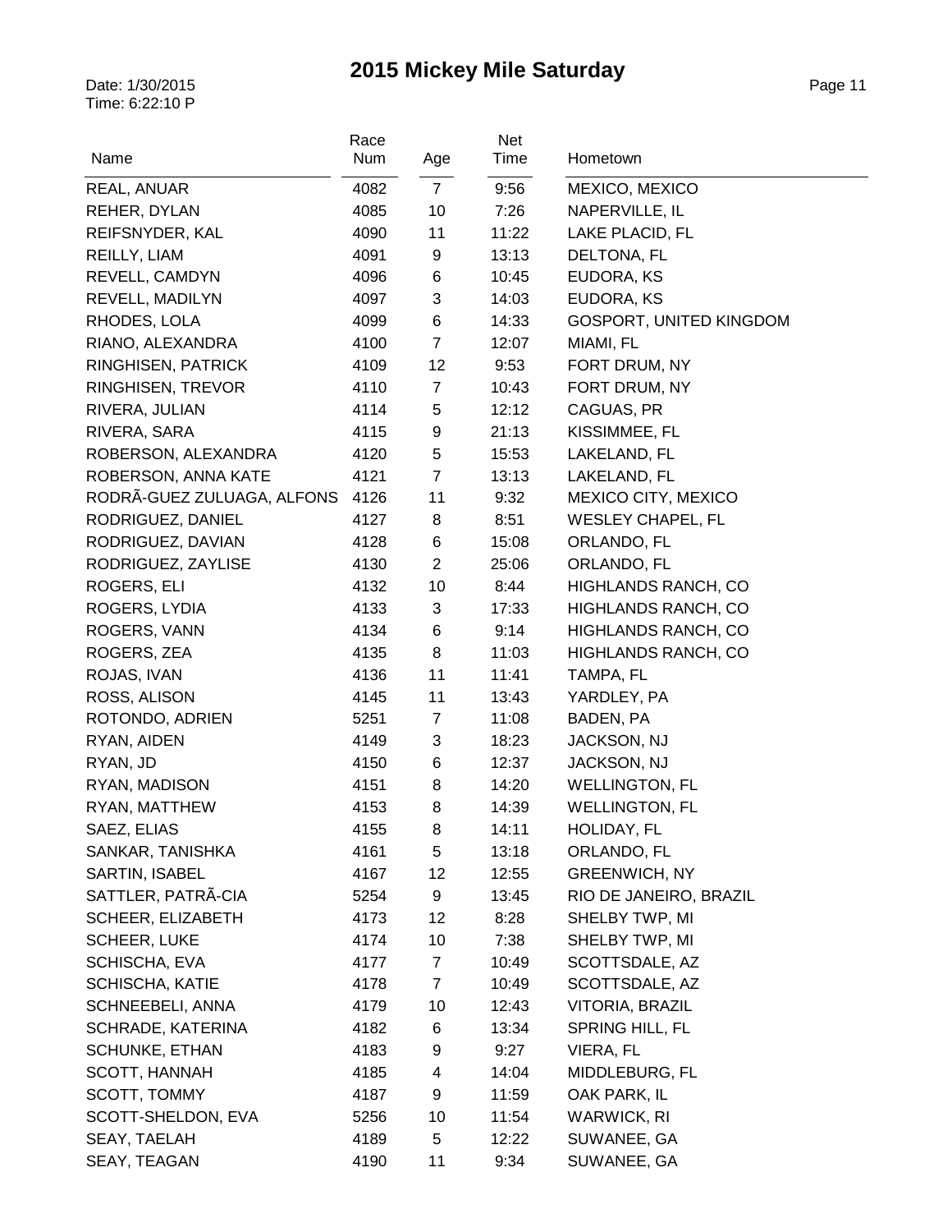# 2015 Mickey Mile Saturday

Date: 1/30/2015
Time: 6:22:10 P

| Name | Race Num | Age | Net Time | Hometown |
|---|---|---|---|---|
| REAL, ANUAR | 4082 | 7 | 9:56 | MEXICO, MEXICO |
| REHER, DYLAN | 4085 | 10 | 7:26 | NAPERVILLE, IL |
| REIFSNYDER, KAL | 4090 | 11 | 11:22 | LAKE PLACID, FL |
| REILLY, LIAM | 4091 | 9 | 13:13 | DELTONA, FL |
| REVELL, CAMDYN | 4096 | 6 | 10:45 | EUDORA, KS |
| REVELL, MADILYN | 4097 | 3 | 14:03 | EUDORA, KS |
| RHODES, LOLA | 4099 | 6 | 14:33 | GOSPORT, UNITED KINGDOM |
| RIANO, ALEXANDRA | 4100 | 7 | 12:07 | MIAMI, FL |
| RINGHISEN, PATRICK | 4109 | 12 | 9:53 | FORT DRUM, NY |
| RINGHISEN, TREVOR | 4110 | 7 | 10:43 | FORT DRUM, NY |
| RIVERA, JULIAN | 4114 | 5 | 12:12 | CAGUAS, PR |
| RIVERA, SARA | 4115 | 9 | 21:13 | KISSIMMEE, FL |
| ROBERSON, ALEXANDRA | 4120 | 5 | 15:53 | LAKELAND, FL |
| ROBERSON, ANNA KATE | 4121 | 7 | 13:13 | LAKELAND, FL |
| RODRÃ-GUEZ ZULUAGA, ALFONS | 4126 | 11 | 9:32 | MEXICO CITY, MEXICO |
| RODRIGUEZ, DANIEL | 4127 | 8 | 8:51 | WESLEY CHAPEL, FL |
| RODRIGUEZ, DAVIAN | 4128 | 6 | 15:08 | ORLANDO, FL |
| RODRIGUEZ, ZAYLISE | 4130 | 2 | 25:06 | ORLANDO, FL |
| ROGERS, ELI | 4132 | 10 | 8:44 | HIGHLANDS RANCH, CO |
| ROGERS, LYDIA | 4133 | 3 | 17:33 | HIGHLANDS RANCH, CO |
| ROGERS, VANN | 4134 | 6 | 9:14 | HIGHLANDS RANCH, CO |
| ROGERS, ZEA | 4135 | 8 | 11:03 | HIGHLANDS RANCH, CO |
| ROJAS, IVAN | 4136 | 11 | 11:41 | TAMPA, FL |
| ROSS, ALISON | 4145 | 11 | 13:43 | YARDLEY, PA |
| ROTONDO, ADRIEN | 5251 | 7 | 11:08 | BADEN, PA |
| RYAN, AIDEN | 4149 | 3 | 18:23 | JACKSON, NJ |
| RYAN, JD | 4150 | 6 | 12:37 | JACKSON, NJ |
| RYAN, MADISON | 4151 | 8 | 14:20 | WELLINGTON, FL |
| RYAN, MATTHEW | 4153 | 8 | 14:39 | WELLINGTON, FL |
| SAEZ, ELIAS | 4155 | 8 | 14:11 | HOLIDAY, FL |
| SANKAR, TANISHKA | 4161 | 5 | 13:18 | ORLANDO, FL |
| SARTIN, ISABEL | 4167 | 12 | 12:55 | GREENWICH, NY |
| SATTLER, PATRÃ-CIA | 5254 | 9 | 13:45 | RIO DE JANEIRO, BRAZIL |
| SCHEER, ELIZABETH | 4173 | 12 | 8:28 | SHELBY TWP, MI |
| SCHEER, LUKE | 4174 | 10 | 7:38 | SHELBY TWP, MI |
| SCHISCHA, EVA | 4177 | 7 | 10:49 | SCOTTSDALE, AZ |
| SCHISCHA, KATIE | 4178 | 7 | 10:49 | SCOTTSDALE, AZ |
| SCHNEEBELI, ANNA | 4179 | 10 | 12:43 | VITORIA, BRAZIL |
| SCHRADE, KATERINA | 4182 | 6 | 13:34 | SPRING HILL, FL |
| SCHUNKE, ETHAN | 4183 | 9 | 9:27 | VIERA, FL |
| SCOTT, HANNAH | 4185 | 4 | 14:04 | MIDDLEBURG, FL |
| SCOTT, TOMMY | 4187 | 9 | 11:59 | OAK PARK, IL |
| SCOTT-SHELDON, EVA | 5256 | 10 | 11:54 | WARWICK, RI |
| SEAY, TAELAH | 4189 | 5 | 12:22 | SUWANEE, GA |
| SEAY, TEAGAN | 4190 | 11 | 9:34 | SUWANEE, GA |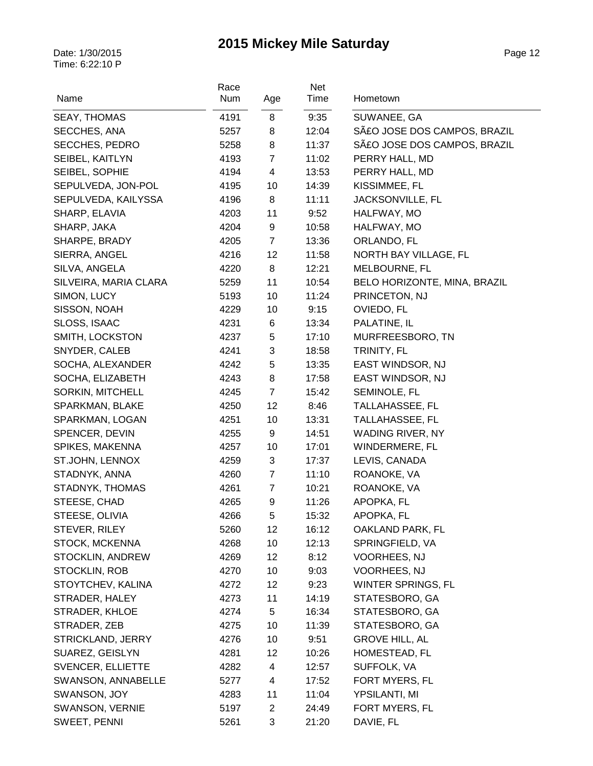# 2015 Mickey Mile Saturday

Date: 1/30/2015
Time: 6:22:10 P

| Name | Race Num | Age | Net Time | Hometown |
|---|---|---|---|---|
| SEAY, THOMAS | 4191 | 8 | 9:35 | SUWANEE, GA |
| SECCHES, ANA | 5257 | 8 | 12:04 | SÃ£O JOSE DOS CAMPOS, BRAZIL |
| SECCHES, PEDRO | 5258 | 8 | 11:37 | SÃ£O JOSE DOS CAMPOS, BRAZIL |
| SEIBEL, KAITLYN | 4193 | 7 | 11:02 | PERRY HALL, MD |
| SEIBEL, SOPHIE | 4194 | 4 | 13:53 | PERRY HALL, MD |
| SEPULVEDA, JON-POL | 4195 | 10 | 14:39 | KISSIMMEE, FL |
| SEPULVEDA, KAILYSSA | 4196 | 8 | 11:11 | JACKSONVILLE, FL |
| SHARP, ELAVIA | 4203 | 11 | 9:52 | HALFWAY, MO |
| SHARP, JAKA | 4204 | 9 | 10:58 | HALFWAY, MO |
| SHARPE, BRADY | 4205 | 7 | 13:36 | ORLANDO, FL |
| SIERRA, ANGEL | 4216 | 12 | 11:58 | NORTH BAY VILLAGE, FL |
| SILVA, ANGELA | 4220 | 8 | 12:21 | MELBOURNE, FL |
| SILVEIRA, MARIA CLARA | 5259 | 11 | 10:54 | BELO HORIZONTE, MINA, BRAZIL |
| SIMON, LUCY | 5193 | 10 | 11:24 | PRINCETON, NJ |
| SISSON, NOAH | 4229 | 10 | 9:15 | OVIEDO, FL |
| SLOSS, ISAAC | 4231 | 6 | 13:34 | PALATINE, IL |
| SMITH, LOCKSTON | 4237 | 5 | 17:10 | MURFREESBORO, TN |
| SNYDER, CALEB | 4241 | 3 | 18:58 | TRINITY, FL |
| SOCHA, ALEXANDER | 4242 | 5 | 13:35 | EAST WINDSOR, NJ |
| SOCHA, ELIZABETH | 4243 | 8 | 17:58 | EAST WINDSOR, NJ |
| SORKIN, MITCHELL | 4245 | 7 | 15:42 | SEMINOLE, FL |
| SPARKMAN, BLAKE | 4250 | 12 | 8:46 | TALLAHASSEE, FL |
| SPARKMAN, LOGAN | 4251 | 10 | 13:31 | TALLAHASSEE, FL |
| SPENCER, DEVIN | 4255 | 9 | 14:51 | WADING RIVER, NY |
| SPIKES, MAKENNA | 4257 | 10 | 17:01 | WINDERMERE, FL |
| ST.JOHN, LENNOX | 4259 | 3 | 17:37 | LEVIS, CANADA |
| STADNYK, ANNA | 4260 | 7 | 11:10 | ROANOKE, VA |
| STADNYK, THOMAS | 4261 | 7 | 10:21 | ROANOKE, VA |
| STEESE, CHAD | 4265 | 9 | 11:26 | APOPKA, FL |
| STEESE, OLIVIA | 4266 | 5 | 15:32 | APOPKA, FL |
| STEVER, RILEY | 5260 | 12 | 16:12 | OAKLAND PARK, FL |
| STOCK, MCKENNA | 4268 | 10 | 12:13 | SPRINGFIELD, VA |
| STOCKLIN, ANDREW | 4269 | 12 | 8:12 | VOORHEES, NJ |
| STOCKLIN, ROB | 4270 | 10 | 9:03 | VOORHEES, NJ |
| STOYTCHEV, KALINA | 4272 | 12 | 9:23 | WINTER SPRINGS, FL |
| STRADER, HALEY | 4273 | 11 | 14:19 | STATESBORO, GA |
| STRADER, KHLOE | 4274 | 5 | 16:34 | STATESBORO, GA |
| STRADER, ZEB | 4275 | 10 | 11:39 | STATESBORO, GA |
| STRICKLAND, JERRY | 4276 | 10 | 9:51 | GROVE HILL, AL |
| SUAREZ, GEISLYN | 4281 | 12 | 10:26 | HOMESTEAD, FL |
| SVENCER, ELLIETTE | 4282 | 4 | 12:57 | SUFFOLK, VA |
| SWANSON, ANNABELLE | 5277 | 4 | 17:52 | FORT MYERS, FL |
| SWANSON, JOY | 4283 | 11 | 11:04 | YPSILANTI, MI |
| SWANSON, VERNIE | 5197 | 2 | 24:49 | FORT MYERS, FL |
| SWEET, PENNI | 5261 | 3 | 21:20 | DAVIE, FL |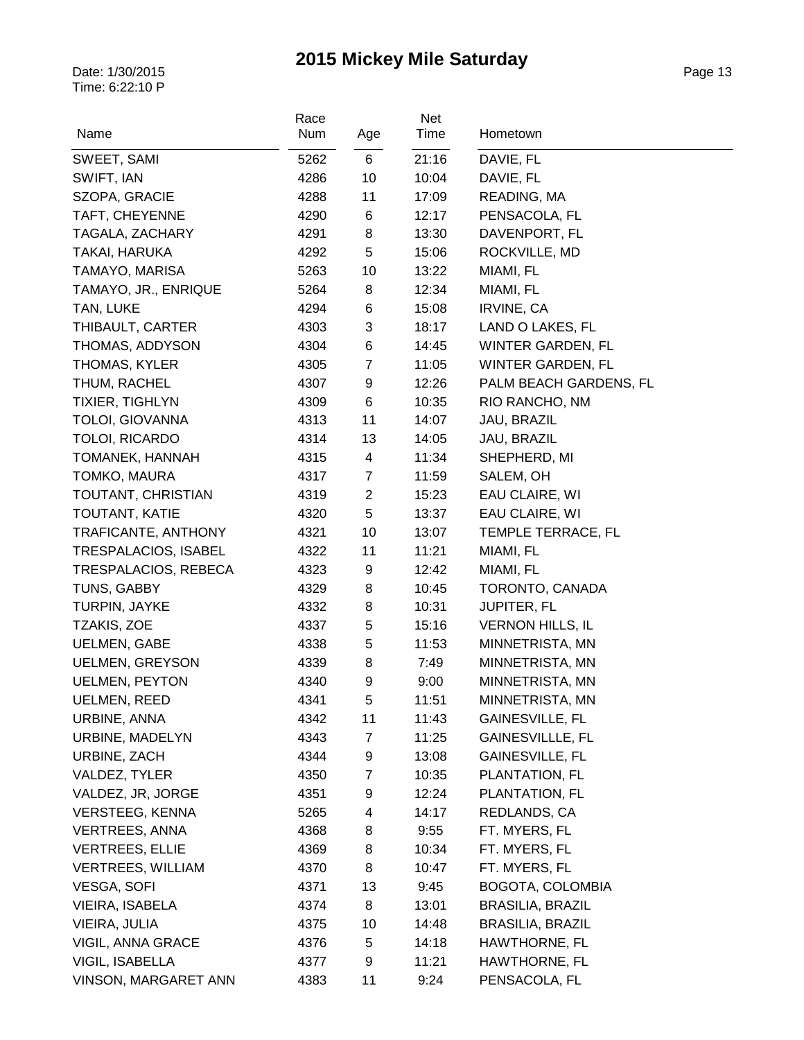# 2015 Mickey Mile Saturday

Date: 1/30/2015
Time: 6:22:10 P

| Name | Race Num | Age | Net Time | Hometown |
|---|---|---|---|---|
| SWEET, SAMI | 5262 | 6 | 21:16 | DAVIE, FL |
| SWIFT, IAN | 4286 | 10 | 10:04 | DAVIE, FL |
| SZOPA, GRACIE | 4288 | 11 | 17:09 | READING, MA |
| TAFT, CHEYENNE | 4290 | 6 | 12:17 | PENSACOLA, FL |
| TAGALA, ZACHARY | 4291 | 8 | 13:30 | DAVENPORT, FL |
| TAKAI, HARUKA | 4292 | 5 | 15:06 | ROCKVILLE, MD |
| TAMAYO, MARISA | 5263 | 10 | 13:22 | MIAMI, FL |
| TAMAYO, JR., ENRIQUE | 5264 | 8 | 12:34 | MIAMI, FL |
| TAN, LUKE | 4294 | 6 | 15:08 | IRVINE, CA |
| THIBAULT, CARTER | 4303 | 3 | 18:17 | LAND O LAKES, FL |
| THOMAS, ADDYSON | 4304 | 6 | 14:45 | WINTER GARDEN, FL |
| THOMAS, KYLER | 4305 | 7 | 11:05 | WINTER GARDEN, FL |
| THUM, RACHEL | 4307 | 9 | 12:26 | PALM BEACH GARDENS, FL |
| TIXIER, TIGHLYN | 4309 | 6 | 10:35 | RIO RANCHO, NM |
| TOLOI, GIOVANNA | 4313 | 11 | 14:07 | JAU, BRAZIL |
| TOLOI, RICARDO | 4314 | 13 | 14:05 | JAU, BRAZIL |
| TOMANEK, HANNAH | 4315 | 4 | 11:34 | SHEPHERD, MI |
| TOMKO, MAURA | 4317 | 7 | 11:59 | SALEM, OH |
| TOUTANT, CHRISTIAN | 4319 | 2 | 15:23 | EAU CLAIRE, WI |
| TOUTANT, KATIE | 4320 | 5 | 13:37 | EAU CLAIRE, WI |
| TRAFICANTE, ANTHONY | 4321 | 10 | 13:07 | TEMPLE TERRACE, FL |
| TRESPALACIOS, ISABEL | 4322 | 11 | 11:21 | MIAMI, FL |
| TRESPALACIOS, REBECA | 4323 | 9 | 12:42 | MIAMI, FL |
| TUNS, GABBY | 4329 | 8 | 10:45 | TORONTO, CANADA |
| TURPIN, JAYKE | 4332 | 8 | 10:31 | JUPITER, FL |
| TZAKIS, ZOE | 4337 | 5 | 15:16 | VERNON HILLS, IL |
| UELMEN, GABE | 4338 | 5 | 11:53 | MINNETRISTA, MN |
| UELMEN, GREYSON | 4339 | 8 | 7:49 | MINNETRISTA, MN |
| UELMEN, PEYTON | 4340 | 9 | 9:00 | MINNETRISTA, MN |
| UELMEN, REED | 4341 | 5 | 11:51 | MINNETRISTA, MN |
| URBINE, ANNA | 4342 | 11 | 11:43 | GAINESVILLE, FL |
| URBINE, MADELYN | 4343 | 7 | 11:25 | GAINESVILLLE, FL |
| URBINE, ZACH | 4344 | 9 | 13:08 | GAINESVILLE, FL |
| VALDEZ, TYLER | 4350 | 7 | 10:35 | PLANTATION, FL |
| VALDEZ, JR, JORGE | 4351 | 9 | 12:24 | PLANTATION, FL |
| VERSTEEG, KENNA | 5265 | 4 | 14:17 | REDLANDS, CA |
| VERTREES, ANNA | 4368 | 8 | 9:55 | FT. MYERS, FL |
| VERTREES, ELLIE | 4369 | 8 | 10:34 | FT. MYERS, FL |
| VERTREES, WILLIAM | 4370 | 8 | 10:47 | FT. MYERS, FL |
| VESGA, SOFI | 4371 | 13 | 9:45 | BOGOTA, COLOMBIA |
| VIEIRA, ISABELA | 4374 | 8 | 13:01 | BRASILIA, BRAZIL |
| VIEIRA, JULIA | 4375 | 10 | 14:48 | BRASILIA, BRAZIL |
| VIGIL, ANNA GRACE | 4376 | 5 | 14:18 | HAWTHORNE, FL |
| VIGIL, ISABELLA | 4377 | 9 | 11:21 | HAWTHORNE, FL |
| VINSON, MARGARET ANN | 4383 | 11 | 9:24 | PENSACOLA, FL |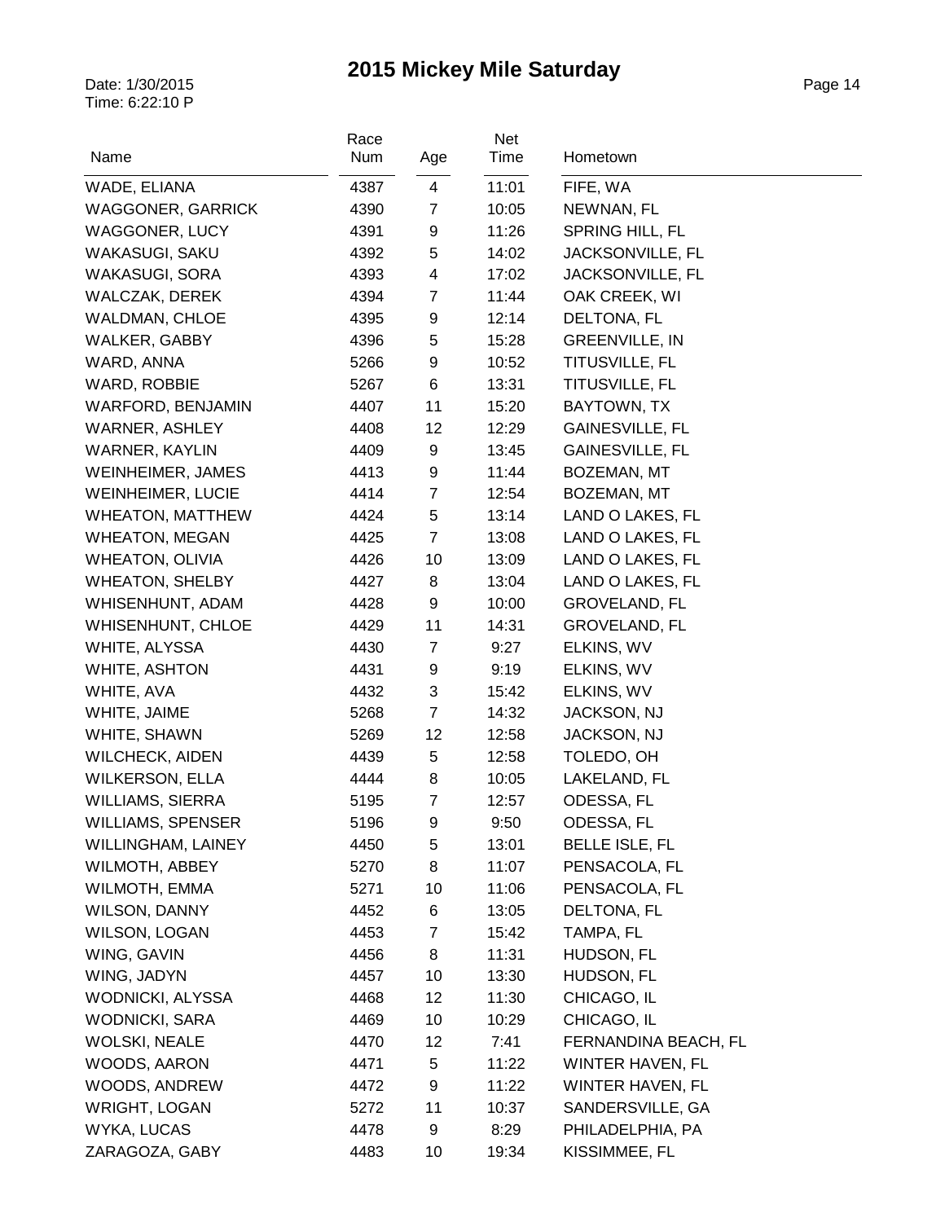# 2015 Mickey Mile Saturday

Date: 1/30/2015
Time: 6:22:10 P

| Name | Race Num | Age | Net Time | Hometown |
|---|---|---|---|---|
| WADE, ELIANA | 4387 | 4 | 11:01 | FIFE, WA |
| WAGGONER, GARRICK | 4390 | 7 | 10:05 | NEWNAN, FL |
| WAGGONER, LUCY | 4391 | 9 | 11:26 | SPRING HILL, FL |
| WAKASUGI, SAKU | 4392 | 5 | 14:02 | JACKSONVILLE, FL |
| WAKASUGI, SORA | 4393 | 4 | 17:02 | JACKSONVILLE, FL |
| WALCZAK, DEREK | 4394 | 7 | 11:44 | OAK CREEK, WI |
| WALDMAN, CHLOE | 4395 | 9 | 12:14 | DELTONA, FL |
| WALKER, GABBY | 4396 | 5 | 15:28 | GREENVILLE, IN |
| WARD, ANNA | 5266 | 9 | 10:52 | TITUSVILLE, FL |
| WARD, ROBBIE | 5267 | 6 | 13:31 | TITUSVILLE, FL |
| WARFORD, BENJAMIN | 4407 | 11 | 15:20 | BAYTOWN, TX |
| WARNER, ASHLEY | 4408 | 12 | 12:29 | GAINESVILLE, FL |
| WARNER, KAYLIN | 4409 | 9 | 13:45 | GAINESVILLE, FL |
| WEINHEIMER, JAMES | 4413 | 9 | 11:44 | BOZEMAN, MT |
| WEINHEIMER, LUCIE | 4414 | 7 | 12:54 | BOZEMAN, MT |
| WHEATON, MATTHEW | 4424 | 5 | 13:14 | LAND O LAKES, FL |
| WHEATON, MEGAN | 4425 | 7 | 13:08 | LAND O LAKES, FL |
| WHEATON, OLIVIA | 4426 | 10 | 13:09 | LAND O LAKES, FL |
| WHEATON, SHELBY | 4427 | 8 | 13:04 | LAND O LAKES, FL |
| WHISENHUNT, ADAM | 4428 | 9 | 10:00 | GROVELAND, FL |
| WHISENHUNT, CHLOE | 4429 | 11 | 14:31 | GROVELAND, FL |
| WHITE, ALYSSA | 4430 | 7 | 9:27 | ELKINS, WV |
| WHITE, ASHTON | 4431 | 9 | 9:19 | ELKINS, WV |
| WHITE, AVA | 4432 | 3 | 15:42 | ELKINS, WV |
| WHITE, JAIME | 5268 | 7 | 14:32 | JACKSON, NJ |
| WHITE, SHAWN | 5269 | 12 | 12:58 | JACKSON, NJ |
| WILCHECK, AIDEN | 4439 | 5 | 12:58 | TOLEDO, OH |
| WILKERSON, ELLA | 4444 | 8 | 10:05 | LAKELAND, FL |
| WILLIAMS, SIERRA | 5195 | 7 | 12:57 | ODESSA, FL |
| WILLIAMS, SPENSER | 5196 | 9 | 9:50 | ODESSA, FL |
| WILLINGHAM, LAINEY | 4450 | 5 | 13:01 | BELLE ISLE, FL |
| WILMOTH, ABBEY | 5270 | 8 | 11:07 | PENSACOLA, FL |
| WILMOTH, EMMA | 5271 | 10 | 11:06 | PENSACOLA, FL |
| WILSON, DANNY | 4452 | 6 | 13:05 | DELTONA, FL |
| WILSON, LOGAN | 4453 | 7 | 15:42 | TAMPA, FL |
| WING, GAVIN | 4456 | 8 | 11:31 | HUDSON, FL |
| WING, JADYN | 4457 | 10 | 13:30 | HUDSON, FL |
| WODNICKI, ALYSSA | 4468 | 12 | 11:30 | CHICAGO, IL |
| WODNICKI, SARA | 4469 | 10 | 10:29 | CHICAGO, IL |
| WOLSKI, NEALE | 4470 | 12 | 7:41 | FERNANDINA BEACH, FL |
| WOODS, AARON | 4471 | 5 | 11:22 | WINTER HAVEN, FL |
| WOODS, ANDREW | 4472 | 9 | 11:22 | WINTER HAVEN, FL |
| WRIGHT, LOGAN | 5272 | 11 | 10:37 | SANDERSVILLE, GA |
| WYKA, LUCAS | 4478 | 9 | 8:29 | PHILADELPHIA, PA |
| ZARAGOZA, GABY | 4483 | 10 | 19:34 | KISSIMMEE, FL |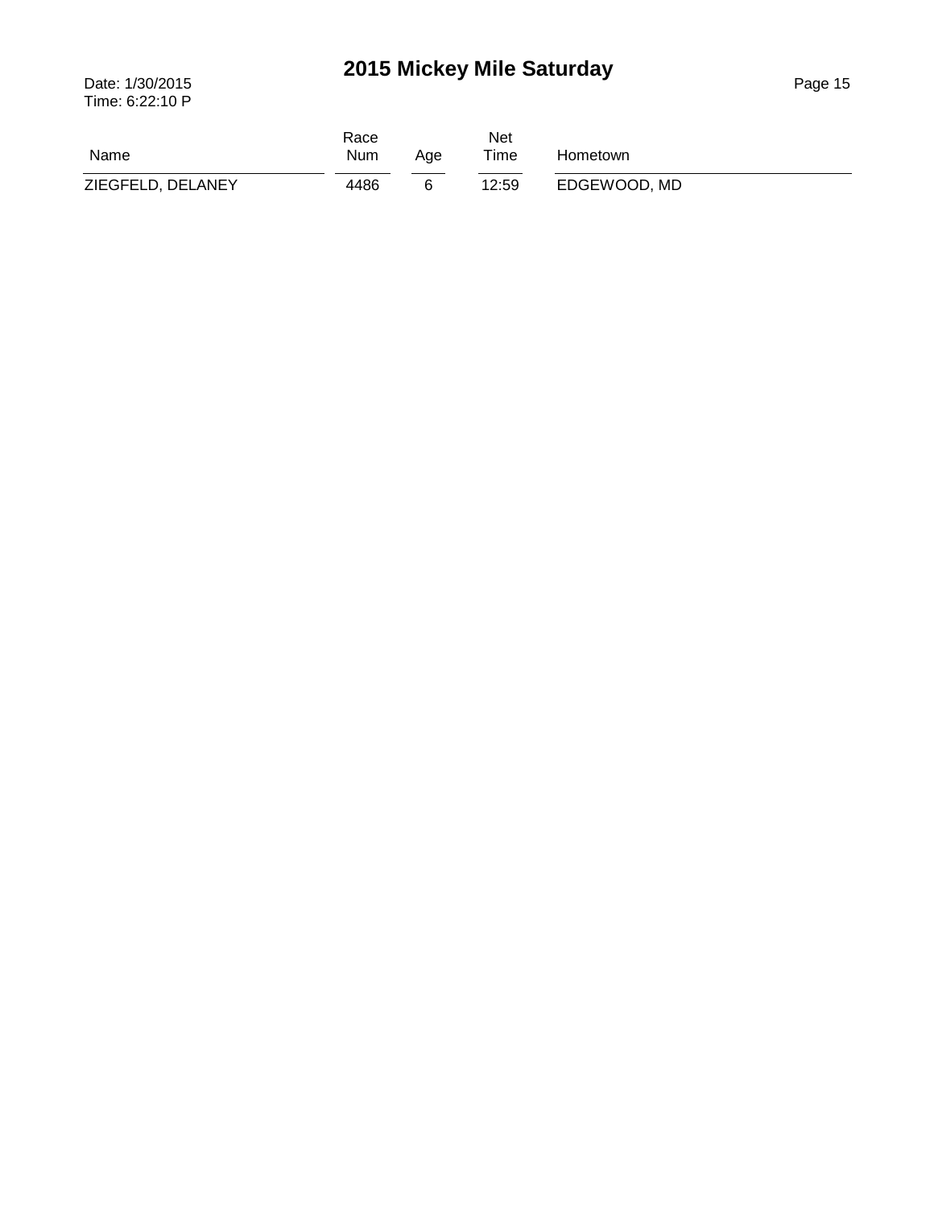# 2015 Mickey Mile Saturday

Date: 1/30/2015
Time: 6:22:10 P

| Name | Race Num | Age | Net Time | Hometown |
|---|---|---|---|---|
| ZIEGFELD, DELANEY | 4486 | 6 | 12:59 | EDGEWOOD, MD |